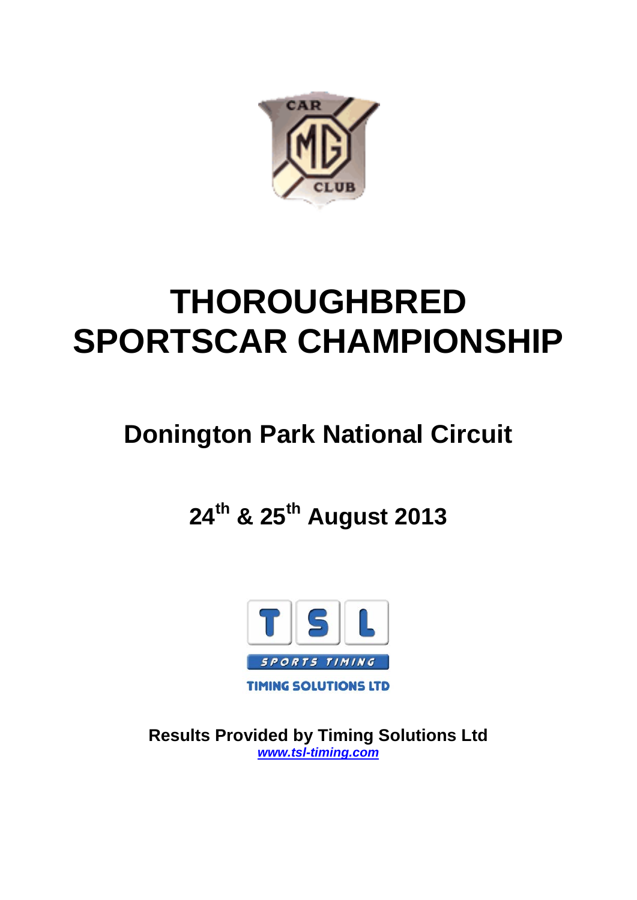# THOROUGHBRED SPORTSCAR CHAMPIONSHIP

## Donington Park National Circuit

## 24th & 25th August 2013

**Results Provided by Timing Solutions Ltd**

***www.tsl-timing.com***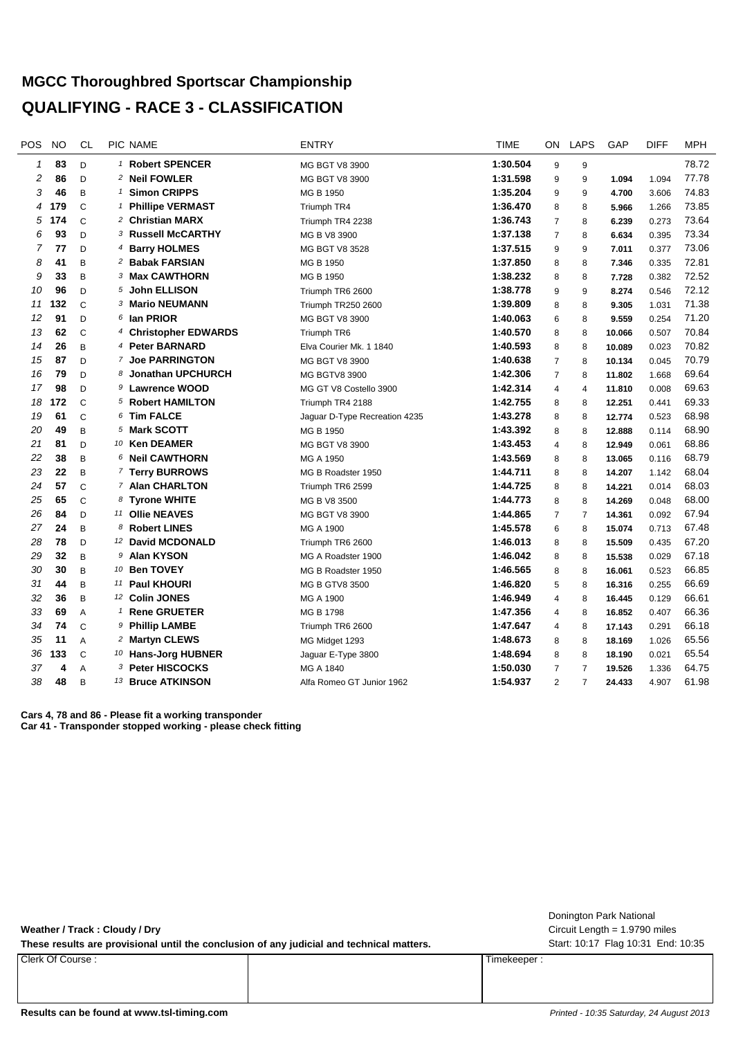# MGCC Thoroughbred Sportscar Championship

# QUALIFYING - RACE 3 - CLASSIFICATION

| POS | NO | CL | PIC | NAME | ENTRY | TIME | ON | LAPS | GAP | DIFF | MPH |
|---|---|---|---|---|---|---|---|---|---|---|---|
| 1 | 83 | D | 1 | **Robert SPENCER** | MG BGT V8 3900 | **1:30.504** | 9 | 9 | | | 78.72 |
| 2 | 86 | D | 2 | **Neil FOWLER** | MG BGT V8 3900 | **1:31.598** | 9 | 9 | **1.094** | 1.094 | 77.78 |
| 3 | 46 | B | 1 | **Simon CRIPPS** | MG B 1950 | **1:35.204** | 9 | 9 | **4.700** | 3.606 | 74.83 |
| 4 | 179 | C | 1 | **Phillipe VERMAST** | Triumph TR4 | **1:36.470** | 8 | 8 | **5.966** | 1.266 | 73.85 |
| 5 | 174 | C | 2 | **Christian MARX** | Triumph TR4 2238 | **1:36.743** | 7 | 8 | **6.239** | 0.273 | 73.64 |
| 6 | 93 | D | 3 | **Russell McCARTHY** | MG B V8 3900 | **1:37.138** | 7 | 8 | **6.634** | 0.395 | 73.34 |
| 7 | 77 | D | 4 | **Barry HOLMES** | MG BGT V8 3528 | **1:37.515** | 9 | 9 | **7.011** | 0.377 | 73.06 |
| 8 | 41 | B | 2 | **Babak FARSIAN** | MG B 1950 | **1:37.850** | 8 | 8 | **7.346** | 0.335 | 72.81 |
| 9 | 33 | B | 3 | **Max CAWTHORN** | MG B 1950 | **1:38.232** | 8 | 8 | **7.728** | 0.382 | 72.52 |
| 10 | 96 | D | 5 | **John ELLISON** | Triumph TR6 2600 | **1:38.778** | 9 | 9 | **8.274** | 0.546 | 72.12 |
| 11 | 132 | C | 3 | **Mario NEUMANN** | Triumph TR250 2600 | **1:39.809** | 8 | 8 | **9.305** | 1.031 | 71.38 |
| 12 | 91 | D | 6 | **Ian PRIOR** | MG BGT V8 3900 | **1:40.063** | 6 | 8 | **9.559** | 0.254 | 71.20 |
| 13 | 62 | C | 4 | **Christopher EDWARDS** | Triumph TR6 | **1:40.570** | 8 | 8 | **10.066** | 0.507 | 70.84 |
| 14 | 26 | B | 4 | **Peter BARNARD** | Elva Courier Mk. 1 1840 | **1:40.593** | 8 | 8 | **10.089** | 0.023 | 70.82 |
| 15 | 87 | D | 7 | **Joe PARRINGTON** | MG BGT V8 3900 | **1:40.638** | 7 | 8 | **10.134** | 0.045 | 70.79 |
| 16 | 79 | D | 8 | **Jonathan UPCHURCH** | MG BGTV8 3900 | **1:42.306** | 7 | 8 | **11.802** | 1.668 | 69.64 |
| 17 | 98 | D | 9 | **Lawrence WOOD** | MG GT V8 Costello 3900 | **1:42.314** | 4 | 4 | **11.810** | 0.008 | 69.63 |
| 18 | 172 | C | 5 | **Robert HAMILTON** | Triumph TR4 2188 | **1:42.755** | 8 | 8 | **12.251** | 0.441 | 69.33 |
| 19 | 61 | C | 6 | **Tim FALCE** | Jaguar D-Type Recreation 4235 | **1:43.278** | 8 | 8 | **12.774** | 0.523 | 68.98 |
| 20 | 49 | B | 5 | **Mark SCOTT** | MG B 1950 | **1:43.392** | 8 | 8 | **12.888** | 0.114 | 68.90 |
| 21 | 81 | D | 10 | **Ken DEAMER** | MG BGT V8 3900 | **1:43.453** | 4 | 8 | **12.949** | 0.061 | 68.86 |
| 22 | 38 | B | 6 | **Neil CAWTHORN** | MG A 1950 | **1:43.569** | 8 | 8 | **13.065** | 0.116 | 68.79 |
| 23 | 22 | B | 7 | **Terry BURROWS** | MG B Roadster 1950 | **1:44.711** | 8 | 8 | **14.207** | 1.142 | 68.04 |
| 24 | 57 | C | 7 | **Alan CHARLTON** | Triumph TR6 2599 | **1:44.725** | 8 | 8 | **14.221** | 0.014 | 68.03 |
| 25 | 65 | C | 8 | **Tyrone WHITE** | MG B V8 3500 | **1:44.773** | 8 | 8 | **14.269** | 0.048 | 68.00 |
| 26 | 84 | D | 11 | **Ollie NEAVES** | MG BGT V8 3900 | **1:44.865** | 7 | 7 | **14.361** | 0.092 | 67.94 |
| 27 | 24 | B | 8 | **Robert LINES** | MG A 1900 | **1:45.578** | 6 | 8 | **15.074** | 0.713 | 67.48 |
| 28 | 78 | D | 12 | **David MCDONALD** | Triumph TR6 2600 | **1:46.013** | 8 | 8 | **15.509** | 0.435 | 67.20 |
| 29 | 32 | B | 9 | **Alan KYSON** | MG A Roadster 1900 | **1:46.042** | 8 | 8 | **15.538** | 0.029 | 67.18 |
| 30 | 30 | B | 10 | **Ben TOVEY** | MG B Roadster 1950 | **1:46.565** | 8 | 8 | **16.061** | 0.523 | 66.85 |
| 31 | 44 | B | 11 | **Paul KHOURI** | MG B GTV8 3500 | **1:46.820** | 5 | 8 | **16.316** | 0.255 | 66.69 |
| 32 | 36 | B | 12 | **Colin JONES** | MG A 1900 | **1:46.949** | 4 | 8 | **16.445** | 0.129 | 66.61 |
| 33 | 69 | A | 1 | **Rene GRUETER** | MG B 1798 | **1:47.356** | 4 | 8 | **16.852** | 0.407 | 66.36 |
| 34 | 74 | C | 9 | **Phillip LAMBE** | Triumph TR6 2600 | **1:47.647** | 4 | 8 | **17.143** | 0.291 | 66.18 |
| 35 | 11 | A | 2 | **Martyn CLEWS** | MG Midget 1293 | **1:48.673** | 8 | 8 | **18.169** | 1.026 | 65.56 |
| 36 | 133 | C | 10 | **Hans-Jorg HUBNER** | Jaguar E-Type 3800 | **1:48.694** | 8 | 8 | **18.190** | 0.021 | 65.54 |
| 37 | 4 | A | 3 | **Peter HISCOCKS** | MG A 1840 | **1:50.030** | 7 | 7 | **19.526** | 1.336 | 64.75 |
| 38 | 48 | B | 13 | **Bruce ATKINSON** | Alfa Romeo GT Junior 1962 | **1:54.937** | 2 | 7 | **24.433** | 4.907 | 61.98 |

**Cars 4, 78 and 86 - Please fit a working transponder**
**Car 41 - Transponder stopped working - please check fitting**

Donington Park National
Circuit Length = 1.9790 miles
Start: 10:17 Flag 10:31 End: 10:35

**Weather / Track : Cloudy / Dry**

**These results are provisional until the conclusion of any judicial and technical matters.**

| Clerk Of Course : | | Timekeeper : |
|---|---|---|
| | | |

**Results can be found at www.tsl-timing.com**

*Printed - 10:35 Saturday, 24 August 2013*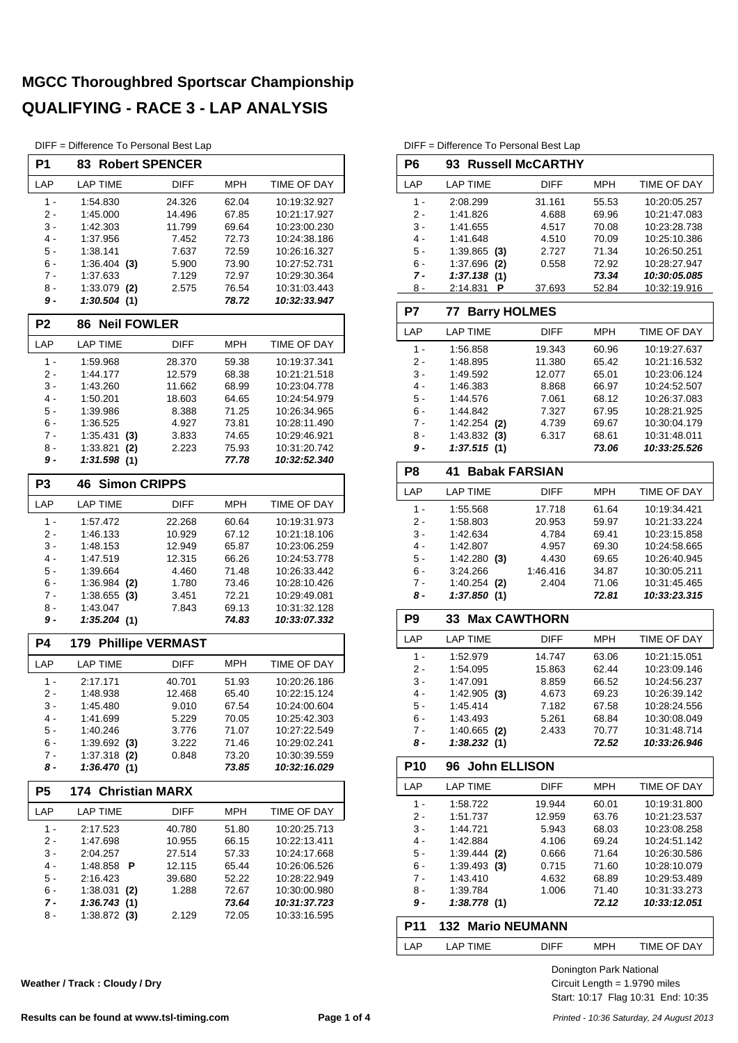# MGCC Thoroughbred Sportscar Championship

# QUALIFYING - RACE 3 - LAP ANALYSIS

DIFF = Difference To Personal Best Lap

## P1 83 Robert SPENCER

| LAP | LAP TIME | DIFF | MPH | TIME OF DAY |
|---|---|---|---|---|
| 1 - | 1:54.830 | 24.326 | 62.04 | 10:19:32.927 |
| 2 - | 1:45.000 | 14.496 | 67.85 | 10:21:17.927 |
| 3 - | 1:42.303 | 11.799 | 69.64 | 10:23:00.230 |
| 4 - | 1:37.956 | 7.452 | 72.73 | 10:24:38.186 |
| 5 - | 1:38.141 | 7.637 | 72.59 | 10:26:16.327 |
| 6 - | 1:36.404 **(3)** | 5.900 | 73.90 | 10:27:52.731 |
| 7 - | 1:37.633 | 7.129 | 72.97 | 10:29:30.364 |
| 8 - | 1:33.079 **(2)** | 2.575 | 76.54 | 10:31:03.443 |
| ***9 -*** | ***1:30.504 (1)*** | | ***78.72*** | ***10:32:33.947*** |

## P2 86 Neil FOWLER

| LAP | LAP TIME | DIFF | MPH | TIME OF DAY |
|---|---|---|---|---|
| 1 - | 1:59.968 | 28.370 | 59.38 | 10:19:37.341 |
| 2 - | 1:44.177 | 12.579 | 68.38 | 10:21:21.518 |
| 3 - | 1:43.260 | 11.662 | 68.99 | 10:23:04.778 |
| 4 - | 1:50.201 | 18.603 | 64.65 | 10:24:54.979 |
| 5 - | 1:39.986 | 8.388 | 71.25 | 10:26:34.965 |
| 6 - | 1:36.525 | 4.927 | 73.81 | 10:28:11.490 |
| 7 - | 1:35.431 **(3)** | 3.833 | 74.65 | 10:29:46.921 |
| 8 - | 1:33.821 **(2)** | 2.223 | 75.93 | 10:31:20.742 |
| ***9 -*** | ***1:31.598 (1)*** | | ***77.78*** | ***10:32:52.340*** |

## P3 46 Simon CRIPPS

| LAP | LAP TIME | DIFF | MPH | TIME OF DAY |
|---|---|---|---|---|
| 1 - | 1:57.472 | 22.268 | 60.64 | 10:19:31.973 |
| 2 - | 1:46.133 | 10.929 | 67.12 | 10:21:18.106 |
| 3 - | 1:48.153 | 12.949 | 65.87 | 10:23:06.259 |
| 4 - | 1:47.519 | 12.315 | 66.26 | 10:24:53.778 |
| 5 - | 1:39.664 | 4.460 | 71.48 | 10:26:33.442 |
| 6 - | 1:36.984 **(2)** | 1.780 | 73.46 | 10:28:10.426 |
| 7 - | 1:38.655 **(3)** | 3.451 | 72.21 | 10:29:49.081 |
| 8 - | 1:43.047 | 7.843 | 69.13 | 10:31:32.128 |
| ***9 -*** | ***1:35.204 (1)*** | | ***74.83*** | ***10:33:07.332*** |

## P4 179 Phillipe VERMAST

| LAP | LAP TIME | DIFF | MPH | TIME OF DAY |
|---|---|---|---|---|
| 1 - | 2:17.171 | 40.701 | 51.93 | 10:20:26.186 |
| 2 - | 1:48.938 | 12.468 | 65.40 | 10:22:15.124 |
| 3 - | 1:45.480 | 9.010 | 67.54 | 10:24:00.604 |
| 4 - | 1:41.699 | 5.229 | 70.05 | 10:25:42.303 |
| 5 - | 1:40.246 | 3.776 | 71.07 | 10:27:22.549 |
| 6 - | 1:39.692 **(3)** | 3.222 | 71.46 | 10:29:02.241 |
| 7 - | 1:37.318 **(2)** | 0.848 | 73.20 | 10:30:39.559 |
| ***8 -*** | ***1:36.470 (1)*** | | ***73.85*** | ***10:32:16.029*** |

## P5 174 Christian MARX

| LAP | LAP TIME | DIFF | MPH | TIME OF DAY |
|---|---|---|---|---|
| 1 - | 2:17.523 | 40.780 | 51.80 | 10:20:25.713 |
| 2 - | 1:47.698 | 10.955 | 66.15 | 10:22:13.411 |
| 3 - | 2:04.257 | 27.514 | 57.33 | 10:24:17.668 |
| 4 - | 1:48.858 **P** | 12.115 | 65.44 | 10:26:06.526 |
| 5 - | 2:16.423 | 39.680 | 52.22 | 10:28:22.949 |
| 6 - | 1:38.031 **(2)** | 1.288 | 72.67 | 10:30:00.980 |
| ***7 -*** | ***1:36.743 (1)*** | | ***73.64*** | ***10:31:37.723*** |
| 8 - | 1:38.872 **(3)** | 2.129 | 72.05 | 10:33:16.595 |

DIFF = Difference To Personal Best Lap

## P6 93 Russell McCARTHY

| LAP | LAP TIME | DIFF | MPH | TIME OF DAY |
|---|---|---|---|---|
| 1 - | 2:08.299 | 31.161 | 55.53 | 10:20:05.257 |
| 2 - | 1:41.826 | 4.688 | 69.96 | 10:21:47.083 |
| 3 - | 1:41.655 | 4.517 | 70.08 | 10:23:28.738 |
| 4 - | 1:41.648 | 4.510 | 70.09 | 10:25:10.386 |
| 5 - | 1:39.865 **(3)** | 2.727 | 71.34 | 10:26:50.251 |
| 6 - | 1:37.696 **(2)** | 0.558 | 72.92 | 10:28:27.947 |
| ***7 -*** | ***1:37.138 (1)*** | | ***73.34*** | ***10:30:05.085*** |
| 8 - | 2:14.831 **P** | 37.693 | 52.84 | 10:32:19.916 |

## P7 77 Barry HOLMES

| LAP | LAP TIME | DIFF | MPH | TIME OF DAY |
|---|---|---|---|---|
| 1 - | 1:56.858 | 19.343 | 60.96 | 10:19:27.637 |
| 2 - | 1:48.895 | 11.380 | 65.42 | 10:21:16.532 |
| 3 - | 1:49.592 | 12.077 | 65.01 | 10:23:06.124 |
| 4 - | 1:46.383 | 8.868 | 66.97 | 10:24:52.507 |
| 5 - | 1:44.576 | 7.061 | 68.12 | 10:26:37.083 |
| 6 - | 1:44.842 | 7.327 | 67.95 | 10:28:21.925 |
| 7 - | 1:42.254 **(2)** | 4.739 | 69.67 | 10:30:04.179 |
| 8 - | 1:43.832 **(3)** | 6.317 | 68.61 | 10:31:48.011 |
| ***9 -*** | ***1:37.515 (1)*** | | ***73.06*** | ***10:33:25.526*** |

## P8 41 Babak FARSIAN

| LAP | LAP TIME | DIFF | MPH | TIME OF DAY |
|---|---|---|---|---|
| 1 - | 1:55.568 | 17.718 | 61.64 | 10:19:34.421 |
| 2 - | 1:58.803 | 20.953 | 59.97 | 10:21:33.224 |
| 3 - | 1:42.634 | 4.784 | 69.41 | 10:23:15.858 |
| 4 - | 1:42.807 | 4.957 | 69.30 | 10:24:58.665 |
| 5 - | 1:42.280 **(3)** | 4.430 | 69.65 | 10:26:40.945 |
| 6 - | 3:24.266 | 1:46.416 | 34.87 | 10:30:05.211 |
| 7 - | 1:40.254 **(2)** | 2.404 | 71.06 | 10:31:45.465 |
| ***8 -*** | ***1:37.850 (1)*** | | ***72.81*** | ***10:33:23.315*** |

## P9 33 Max CAWTHORN

| LAP | LAP TIME | DIFF | MPH | TIME OF DAY |
|---|---|---|---|---|
| 1 - | 1:52.979 | 14.747 | 63.06 | 10:21:15.051 |
| 2 - | 1:54.095 | 15.863 | 62.44 | 10:23:09.146 |
| 3 - | 1:47.091 | 8.859 | 66.52 | 10:24:56.237 |
| 4 - | 1:42.905 **(3)** | 4.673 | 69.23 | 10:26:39.142 |
| 5 - | 1:45.414 | 7.182 | 67.58 | 10:28:24.556 |
| 6 - | 1:43.493 | 5.261 | 68.84 | 10:30:08.049 |
| 7 - | 1:40.665 **(2)** | 2.433 | 70.77 | 10:31:48.714 |
| ***8 -*** | ***1:38.232 (1)*** | | ***72.52*** | ***10:33:26.946*** |

## P10 96 John ELLISON

| LAP | LAP TIME | DIFF | MPH | TIME OF DAY |
|---|---|---|---|---|
| 1 - | 1:58.722 | 19.944 | 60.01 | 10:19:31.800 |
| 2 - | 1:51.737 | 12.959 | 63.76 | 10:21:23.537 |
| 3 - | 1:44.721 | 5.943 | 68.03 | 10:23:08.258 |
| 4 - | 1:42.884 | 4.106 | 69.24 | 10:24:51.142 |
| 5 - | 1:39.444 **(2)** | 0.666 | 71.64 | 10:26:30.586 |
| 6 - | 1:39.493 **(3)** | 0.715 | 71.60 | 10:28:10.079 |
| 7 - | 1:43.410 | 4.632 | 68.89 | 10:29:53.489 |
| 8 - | 1:39.784 | 1.006 | 71.40 | 10:31:33.273 |
| ***9 -*** | ***1:38.778 (1)*** | | ***72.12*** | ***10:33:12.051*** |

## P11 132 Mario NEUMANN

| LAP | LAP TIME | DIFF | MPH | TIME OF DAY |
|---|---|---|---|---|

**Weather / Track : Cloudy / Dry**

Donington Park National
Circuit Length = 1.9790 miles
Start: 10:17 Flag 10:31 End: 10:35

**Results can be found at www.tsl-timing.com**

*Printed - 10:36 Saturday, 24 August 2013*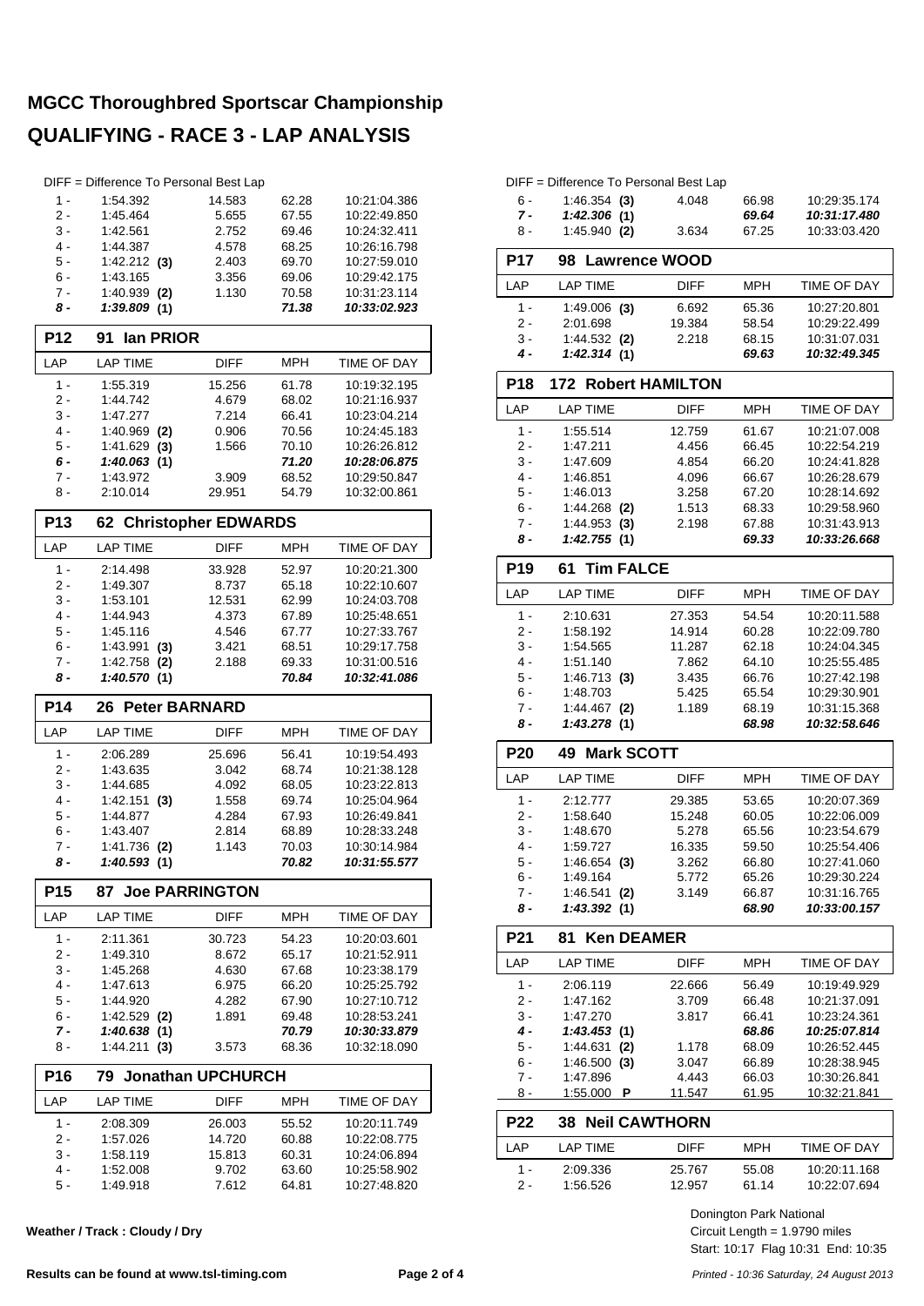# MGCC Thoroughbred Sportscar Championship

# QUALIFYING - RACE 3 - LAP ANALYSIS

DIFF = Difference To Personal Best Lap

| LAP | LAP TIME | DIFF | MPH | TIME OF DAY |
|---|---|---|---|---|
| 1 - | 1:54.392 | 14.583 | 62.28 | 10:21:04.386 |
| 2 - | 1:45.464 | 5.655 | 67.55 | 10:22:49.850 |
| 3 - | 1:42.561 | 2.752 | 69.46 | 10:24:32.411 |
| 4 - | 1:44.387 | 4.578 | 68.25 | 10:26:16.798 |
| 5 - | 1:42.212 (3) | 2.403 | 69.70 | 10:27:59.010 |
| 6 - | 1:43.165 | 3.356 | 69.06 | 10:29:42.175 |
| 7 - | 1:40.939 (2) | 1.130 | 70.58 | 10:31:23.114 |
| ***8 -*** | ***1:39.809 (1)*** | | ***71.38*** | ***10:33:02.923*** |

## P12 91 Ian PRIOR

| LAP | LAP TIME | DIFF | MPH | TIME OF DAY |
|---|---|---|---|---|
| 1 - | 1:55.319 | 15.256 | 61.78 | 10:19:32.195 |
| 2 - | 1:44.742 | 4.679 | 68.02 | 10:21:16.937 |
| 3 - | 1:47.277 | 7.214 | 66.41 | 10:23:04.214 |
| 4 - | 1:40.969 (2) | 0.906 | 70.56 | 10:24:45.183 |
| 5 - | 1:41.629 (3) | 1.566 | 70.10 | 10:26:26.812 |
| ***6 -*** | ***1:40.063 (1)*** | | ***71.20*** | ***10:28:06.875*** |
| 7 - | 1:43.972 | 3.909 | 68.52 | 10:29:50.847 |
| 8 - | 2:10.014 | 29.951 | 54.79 | 10:32:00.861 |

## P13 62 Christopher EDWARDS

| LAP | LAP TIME | DIFF | MPH | TIME OF DAY |
|---|---|---|---|---|
| 1 - | 2:14.498 | 33.928 | 52.97 | 10:20:21.300 |
| 2 - | 1:49.307 | 8.737 | 65.18 | 10:22:10.607 |
| 3 - | 1:53.101 | 12.531 | 62.99 | 10:24:03.708 |
| 4 - | 1:44.943 | 4.373 | 67.89 | 10:25:48.651 |
| 5 - | 1:45.116 | 4.546 | 67.77 | 10:27:33.767 |
| 6 - | 1:43.991 (3) | 3.421 | 68.51 | 10:29:17.758 |
| 7 - | 1:42.758 (2) | 2.188 | 69.33 | 10:31:00.516 |
| ***8 -*** | ***1:40.570 (1)*** | | ***70.84*** | ***10:32:41.086*** |

## P14 26 Peter BARNARD

| LAP | LAP TIME | DIFF | MPH | TIME OF DAY |
|---|---|---|---|---|
| 1 - | 2:06.289 | 25.696 | 56.41 | 10:19:54.493 |
| 2 - | 1:43.635 | 3.042 | 68.74 | 10:21:38.128 |
| 3 - | 1:44.685 | 4.092 | 68.05 | 10:23:22.813 |
| 4 - | 1:42.151 (3) | 1.558 | 69.74 | 10:25:04.964 |
| 5 - | 1:44.877 | 4.284 | 67.93 | 10:26:49.841 |
| 6 - | 1:43.407 | 2.814 | 68.89 | 10:28:33.248 |
| 7 - | 1:41.736 (2) | 1.143 | 70.03 | 10:30:14.984 |
| ***8 -*** | ***1:40.593 (1)*** | | ***70.82*** | ***10:31:55.577*** |

## P15 87 Joe PARRINGTON

| LAP | LAP TIME | DIFF | MPH | TIME OF DAY |
|---|---|---|---|---|
| 1 - | 2:11.361 | 30.723 | 54.23 | 10:20:03.601 |
| 2 - | 1:49.310 | 8.672 | 65.17 | 10:21:52.911 |
| 3 - | 1:45.268 | 4.630 | 67.68 | 10:23:38.179 |
| 4 - | 1:47.613 | 6.975 | 66.20 | 10:25:25.792 |
| 5 - | 1:44.920 | 4.282 | 67.90 | 10:27:10.712 |
| 6 - | 1:42.529 (2) | 1.891 | 69.48 | 10:28:53.241 |
| ***7 -*** | ***1:40.638 (1)*** | | ***70.79*** | ***10:30:33.879*** |
| 8 - | 1:44.211 (3) | 3.573 | 68.36 | 10:32:18.090 |

## P16 79 Jonathan UPCHURCH

| LAP | LAP TIME | DIFF | MPH | TIME OF DAY |
|---|---|---|---|---|
| 1 - | 2:08.309 | 26.003 | 55.52 | 10:20:11.749 |
| 2 - | 1:57.026 | 14.720 | 60.88 | 10:22:08.775 |
| 3 - | 1:58.119 | 15.813 | 60.31 | 10:24:06.894 |
| 4 - | 1:52.008 | 9.702 | 63.60 | 10:25:58.902 |
| 5 - | 1:49.918 | 7.612 | 64.81 | 10:27:48.820 |
| 6 - | 1:46.354 (3) | 4.048 | 66.98 | 10:29:35.174 |
| ***7 -*** | ***1:42.306 (1)*** | | ***69.64*** | ***10:31:17.480*** |
| 8 - | 1:45.940 (2) | 3.634 | 67.25 | 10:33:03.420 |

## P17 98 Lawrence WOOD

| LAP | LAP TIME | DIFF | MPH | TIME OF DAY |
|---|---|---|---|---|
| 1 - | 1:49.006 (3) | 6.692 | 65.36 | 10:27:20.801 |
| 2 - | 2:01.698 | 19.384 | 58.54 | 10:29:22.499 |
| 3 - | 1:44.532 (2) | 2.218 | 68.15 | 10:31:07.031 |
| ***4 -*** | ***1:42.314 (1)*** | | ***69.63*** | ***10:32:49.345*** |

## P18 172 Robert HAMILTON

| LAP | LAP TIME | DIFF | MPH | TIME OF DAY |
|---|---|---|---|---|
| 1 - | 1:55.514 | 12.759 | 61.67 | 10:21:07.008 |
| 2 - | 1:47.211 | 4.456 | 66.45 | 10:22:54.219 |
| 3 - | 1:47.609 | 4.854 | 66.20 | 10:24:41.828 |
| 4 - | 1:46.851 | 4.096 | 66.67 | 10:26:28.679 |
| 5 - | 1:46.013 | 3.258 | 67.20 | 10:28:14.692 |
| 6 - | 1:44.268 (2) | 1.513 | 68.33 | 10:29:58.960 |
| 7 - | 1:44.953 (3) | 2.198 | 67.88 | 10:31:43.913 |
| ***8 -*** | ***1:42.755 (1)*** | | ***69.33*** | ***10:33:26.668*** |

## P19 61 Tim FALCE

| LAP | LAP TIME | DIFF | MPH | TIME OF DAY |
|---|---|---|---|---|
| 1 - | 2:10.631 | 27.353 | 54.54 | 10:20:11.588 |
| 2 - | 1:58.192 | 14.914 | 60.28 | 10:22:09.780 |
| 3 - | 1:54.565 | 11.287 | 62.18 | 10:24:04.345 |
| 4 - | 1:51.140 | 7.862 | 64.10 | 10:25:55.485 |
| 5 - | 1:46.713 (3) | 3.435 | 66.76 | 10:27:42.198 |
| 6 - | 1:48.703 | 5.425 | 65.54 | 10:29:30.901 |
| 7 - | 1:44.467 (2) | 1.189 | 68.19 | 10:31:15.368 |
| ***8 -*** | ***1:43.278 (1)*** | | ***68.98*** | ***10:32:58.646*** |

## P20 49 Mark SCOTT

| LAP | LAP TIME | DIFF | MPH | TIME OF DAY |
|---|---|---|---|---|
| 1 - | 2:12.777 | 29.385 | 53.65 | 10:20:07.369 |
| 2 - | 1:58.640 | 15.248 | 60.05 | 10:22:06.009 |
| 3 - | 1:48.670 | 5.278 | 65.56 | 10:23:54.679 |
| 4 - | 1:59.727 | 16.335 | 59.50 | 10:25:54.406 |
| 5 - | 1:46.654 (3) | 3.262 | 66.80 | 10:27:41.060 |
| 6 - | 1:49.164 | 5.772 | 65.26 | 10:29:30.224 |
| 7 - | 1:46.541 (2) | 3.149 | 66.87 | 10:31:16.765 |
| ***8 -*** | ***1:43.392 (1)*** | | ***68.90*** | ***10:33:00.157*** |

## P21 81 Ken DEAMER

| LAP | LAP TIME | DIFF | MPH | TIME OF DAY |
|---|---|---|---|---|
| 1 - | 2:06.119 | 22.666 | 56.49 | 10:19:49.929 |
| 2 - | 1:47.162 | 3.709 | 66.48 | 10:21:37.091 |
| 3 - | 1:47.270 | 3.817 | 66.41 | 10:23:24.361 |
| ***4 -*** | ***1:43.453 (1)*** | | ***68.86*** | ***10:25:07.814*** |
| 5 - | 1:44.631 (2) | 1.178 | 68.09 | 10:26:52.445 |
| 6 - | 1:46.500 (3) | 3.047 | 66.89 | 10:28:38.945 |
| 7 - | 1:47.896 | 4.443 | 66.03 | 10:30:26.841 |
| 8 - | 1:55.000 P | 11.547 | 61.95 | 10:32:21.841 |

## P22 38 Neil CAWTHORN

| LAP | LAP TIME | DIFF | MPH | TIME OF DAY |
|---|---|---|---|---|
| 1 - | 2:09.336 | 25.767 | 55.08 | 10:20:11.168 |
| 2 - | 1:56.526 | 12.957 | 61.14 | 10:22:07.694 |

**Weather / Track : Cloudy / Dry**

Donington Park National
Circuit Length = 1.9790 miles
Start: 10:17 Flag 10:31 End: 10:35

**Results can be found at www.tsl-timing.com**

*Printed - 10:36 Saturday, 24 August 2013*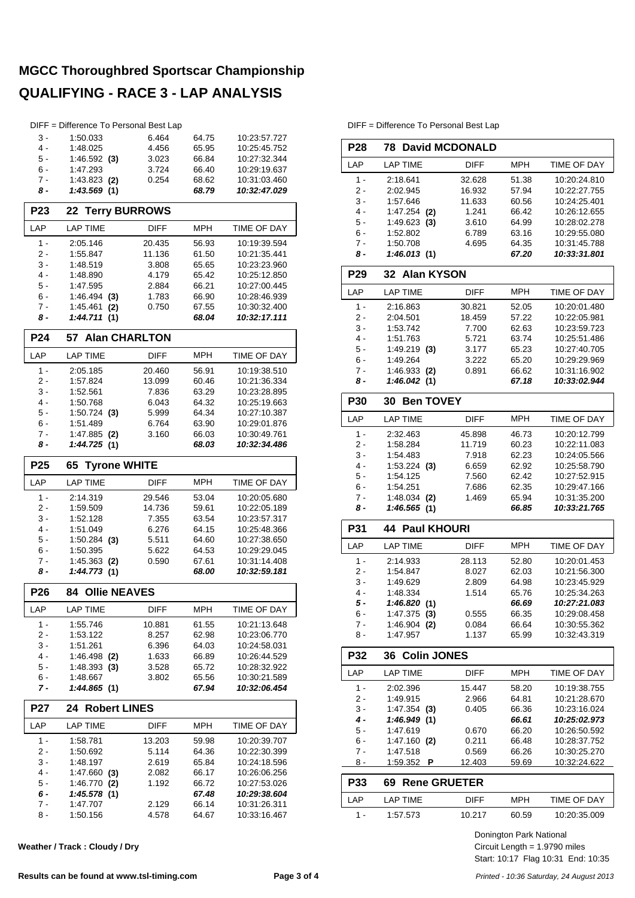# MGCC Thoroughbred Sportscar Championship

# QUALIFYING - RACE 3 - LAP ANALYSIS

DIFF = Difference To Personal Best Lap

| LAP | LAP TIME | DIFF | MPH | TIME OF DAY |
|---|---|---|---|---|
| 3 - | 1:50.033 | 6.464 | 64.75 | 10:23:57.727 |
| 4 - | 1:48.025 | 4.456 | 65.95 | 10:25:45.752 |
| 5 - | 1:46.592 **(3)** | 3.023 | 66.84 | 10:27:32.344 |
| 6 - | 1:47.293 | 3.724 | 66.40 | 10:29:19.637 |
| 7 - | 1:43.823 **(2)** | 0.254 | 68.62 | 10:31:03.460 |
| ***8 -*** | ***1:43.569 (1)*** | | ***68.79*** | ***10:32:47.029*** |

## P23 22 Terry BURROWS

| LAP | LAP TIME | DIFF | MPH | TIME OF DAY |
|---|---|---|---|---|
| 1 - | 2:05.146 | 20.435 | 56.93 | 10:19:39.594 |
| 2 - | 1:55.847 | 11.136 | 61.50 | 10:21:35.441 |
| 3 - | 1:48.519 | 3.808 | 65.65 | 10:23:23.960 |
| 4 - | 1:48.890 | 4.179 | 65.42 | 10:25:12.850 |
| 5 - | 1:47.595 | 2.884 | 66.21 | 10:27:00.445 |
| 6 - | 1:46.494 **(3)** | 1.783 | 66.90 | 10:28:46.939 |
| 7 - | 1:45.461 **(2)** | 0.750 | 67.55 | 10:30:32.400 |
| ***8 -*** | ***1:44.711 (1)*** | | ***68.04*** | ***10:32:17.111*** |

## P24 57 Alan CHARLTON

| LAP | LAP TIME | DIFF | MPH | TIME OF DAY |
|---|---|---|---|---|
| 1 - | 2:05.185 | 20.460 | 56.91 | 10:19:38.510 |
| 2 - | 1:57.824 | 13.099 | 60.46 | 10:21:36.334 |
| 3 - | 1:52.561 | 7.836 | 63.29 | 10:23:28.895 |
| 4 - | 1:50.768 | 6.043 | 64.32 | 10:25:19.663 |
| 5 - | 1:50.724 **(3)** | 5.999 | 64.34 | 10:27:10.387 |
| 6 - | 1:51.489 | 6.764 | 63.90 | 10:29:01.876 |
| 7 - | 1:47.885 **(2)** | 3.160 | 66.03 | 10:30:49.761 |
| ***8 -*** | ***1:44.725 (1)*** | | ***68.03*** | ***10:32:34.486*** |

## P25 65 Tyrone WHITE

| LAP | LAP TIME | DIFF | MPH | TIME OF DAY |
|---|---|---|---|---|
| 1 - | 2:14.319 | 29.546 | 53.04 | 10:20:05.680 |
| 2 - | 1:59.509 | 14.736 | 59.61 | 10:22:05.189 |
| 3 - | 1:52.128 | 7.355 | 63.54 | 10:23:57.317 |
| 4 - | 1:51.049 | 6.276 | 64.15 | 10:25:48.366 |
| 5 - | 1:50.284 **(3)** | 5.511 | 64.60 | 10:27:38.650 |
| 6 - | 1:50.395 | 5.622 | 64.53 | 10:29:29.045 |
| 7 - | 1:45.363 **(2)** | 0.590 | 67.61 | 10:31:14.408 |
| ***8 -*** | ***1:44.773 (1)*** | | ***68.00*** | ***10:32:59.181*** |

## P26 84 Ollie NEAVES

| LAP | LAP TIME | DIFF | MPH | TIME OF DAY |
|---|---|---|---|---|
| 1 - | 1:55.746 | 10.881 | 61.55 | 10:21:13.648 |
| 2 - | 1:53.122 | 8.257 | 62.98 | 10:23:06.770 |
| 3 - | 1:51.261 | 6.396 | 64.03 | 10:24:58.031 |
| 4 - | 1:46.498 **(2)** | 1.633 | 66.89 | 10:26:44.529 |
| 5 - | 1:48.393 **(3)** | 3.528 | 65.72 | 10:28:32.922 |
| 6 - | 1:48.667 | 3.802 | 65.56 | 10:30:21.589 |
| ***7 -*** | ***1:44.865 (1)*** | | ***67.94*** | ***10:32:06.454*** |

## P27 24 Robert LINES

| LAP | LAP TIME | DIFF | MPH | TIME OF DAY |
|---|---|---|---|---|
| 1 - | 1:58.781 | 13.203 | 59.98 | 10:20:39.707 |
| 2 - | 1:50.692 | 5.114 | 64.36 | 10:22:30.399 |
| 3 - | 1:48.197 | 2.619 | 65.84 | 10:24:18.596 |
| 4 - | 1:47.660 **(3)** | 2.082 | 66.17 | 10:26:06.256 |
| 5 - | 1:46.770 **(2)** | 1.192 | 66.72 | 10:27:53.026 |
| ***6 -*** | ***1:45.578 (1)*** | | ***67.48*** | ***10:29:38.604*** |
| 7 - | 1:47.707 | 2.129 | 66.14 | 10:31:26.311 |
| 8 - | 1:50.156 | 4.578 | 64.67 | 10:33:16.467 |

DIFF = Difference To Personal Best Lap

## P28 78 David MCDONALD

| LAP | LAP TIME | DIFF | MPH | TIME OF DAY |
|---|---|---|---|---|
| 1 - | 2:18.641 | 32.628 | 51.38 | 10:20:24.810 |
| 2 - | 2:02.945 | 16.932 | 57.94 | 10:22:27.755 |
| 3 - | 1:57.646 | 11.633 | 60.56 | 10:24:25.401 |
| 4 - | 1:47.254 **(2)** | 1.241 | 66.42 | 10:26:12.655 |
| 5 - | 1:49.623 **(3)** | 3.610 | 64.99 | 10:28:02.278 |
| 6 - | 1:52.802 | 6.789 | 63.16 | 10:29:55.080 |
| 7 - | 1:50.708 | 4.695 | 64.35 | 10:31:45.788 |
| ***8 -*** | ***1:46.013 (1)*** | | ***67.20*** | ***10:33:31.801*** |

## P29 32 Alan KYSON

| LAP | LAP TIME | DIFF | MPH | TIME OF DAY |
|---|---|---|---|---|
| 1 - | 2:16.863 | 30.821 | 52.05 | 10:20:01.480 |
| 2 - | 2:04.501 | 18.459 | 57.22 | 10:22:05.981 |
| 3 - | 1:53.742 | 7.700 | 62.63 | 10:23:59.723 |
| 4 - | 1:51.763 | 5.721 | 63.74 | 10:25:51.486 |
| 5 - | 1:49.219 **(3)** | 3.177 | 65.23 | 10:27:40.705 |
| 6 - | 1:49.264 | 3.222 | 65.20 | 10:29:29.969 |
| 7 - | 1:46.933 **(2)** | 0.891 | 66.62 | 10:31:16.902 |
| ***8 -*** | ***1:46.042 (1)*** | | ***67.18*** | ***10:33:02.944*** |

## P30 30 Ben TOVEY

| LAP | LAP TIME | DIFF | MPH | TIME OF DAY |
|---|---|---|---|---|
| 1 - | 2:32.463 | 45.898 | 46.73 | 10:20:12.799 |
| 2 - | 1:58.284 | 11.719 | 60.23 | 10:22:11.083 |
| 3 - | 1:54.483 | 7.918 | 62.23 | 10:24:05.566 |
| 4 - | 1:53.224 **(3)** | 6.659 | 62.92 | 10:25:58.790 |
| 5 - | 1:54.125 | 7.560 | 62.42 | 10:27:52.915 |
| 6 - | 1:54.251 | 7.686 | 62.35 | 10:29:47.166 |
| 7 - | 1:48.034 **(2)** | 1.469 | 65.94 | 10:31:35.200 |
| ***8 -*** | ***1:46.565 (1)*** | | ***66.85*** | ***10:33:21.765*** |

## P31 44 Paul KHOURI

| LAP | LAP TIME | DIFF | MPH | TIME OF DAY |
|---|---|---|---|---|
| 1 - | 2:14.933 | 28.113 | 52.80 | 10:20:01.453 |
| 2 - | 1:54.847 | 8.027 | 62.03 | 10:21:56.300 |
| 3 - | 1:49.629 | 2.809 | 64.98 | 10:23:45.929 |
| 4 - | 1:48.334 | 1.514 | 65.76 | 10:25:34.263 |
| ***5 -*** | ***1:46.820 (1)*** | | ***66.69*** | ***10:27:21.083*** |
| 6 - | 1:47.375 **(3)** | 0.555 | 66.35 | 10:29:08.458 |
| 7 - | 1:46.904 **(2)** | 0.084 | 66.64 | 10:30:55.362 |
| 8 - | 1:47.957 | 1.137 | 65.99 | 10:32:43.319 |

## P32 36 Colin JONES

| LAP | LAP TIME | DIFF | MPH | TIME OF DAY |
|---|---|---|---|---|
| 1 - | 2:02.396 | 15.447 | 58.20 | 10:19:38.755 |
| 2 - | 1:49.915 | 2.966 | 64.81 | 10:21:28.670 |
| 3 - | 1:47.354 **(3)** | 0.405 | 66.36 | 10:23:16.024 |
| ***4 -*** | ***1:46.949 (1)*** | | ***66.61*** | ***10:25:02.973*** |
| 5 - | 1:47.619 | 0.670 | 66.20 | 10:26:50.592 |
| 6 - | 1:47.160 **(2)** | 0.211 | 66.48 | 10:28:37.752 |
| 7 - | 1:47.518 | 0.569 | 66.26 | 10:30:25.270 |
| 8 - | 1:59.352 **P** | 12.403 | 59.69 | 10:32:24.622 |

## P33 69 Rene GRUETER

| LAP | LAP TIME | DIFF | MPH | TIME OF DAY |
|---|---|---|---|---|
| 1 - | 1:57.573 | 10.217 | 60.59 | 10:20:35.009 |

**Weather / Track : Cloudy / Dry**

Donington Park National
Circuit Length = 1.9790 miles
Start: 10:17 Flag 10:31 End: 10:35

**Results can be found at www.tsl-timing.com**

*Printed - 10:36 Saturday, 24 August 2013*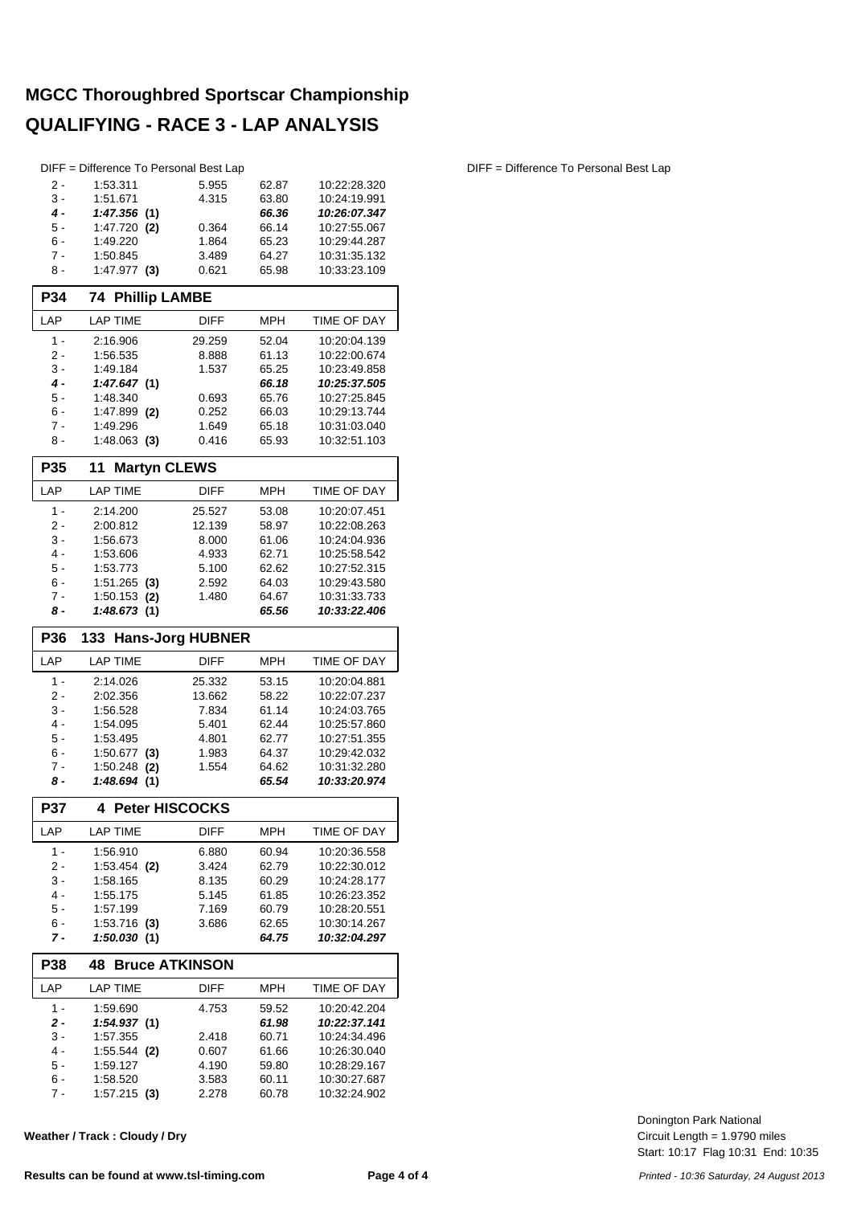# MGCC Thoroughbred Sportscar Championship

# QUALIFYING - RACE 3 - LAP ANALYSIS

DIFF = Difference To Personal Best Lap

| LAP | LAP TIME | DIFF | MPH | TIME OF DAY |
|---|---|---|---|---|
| 2 - | 1:53.311 | 5.955 | 62.87 | 10:22:28.320 |
| 3 - | 1:51.671 | 4.315 | 63.80 | 10:24:19.991 |
| ***4 -*** | ***1:47.356* (1)** | | ***66.36*** | ***10:26:07.347*** |
| 5 - | 1:47.720 **(2)** | 0.364 | 66.14 | 10:27:55.067 |
| 6 - | 1:49.220 | 1.864 | 65.23 | 10:29:44.287 |
| 7 - | 1:50.845 | 3.489 | 64.27 | 10:31:35.132 |
| 8 - | 1:47.977 **(3)** | 0.621 | 65.98 | 10:33:23.109 |

## P34 74 Phillip LAMBE

| LAP | LAP TIME | DIFF | MPH | TIME OF DAY |
|---|---|---|---|---|
| 1 - | 2:16.906 | 29.259 | 52.04 | 10:20:04.139 |
| 2 - | 1:56.535 | 8.888 | 61.13 | 10:22:00.674 |
| 3 - | 1:49.184 | 1.537 | 65.25 | 10:23:49.858 |
| ***4 -*** | ***1:47.647* (1)** | | ***66.18*** | ***10:25:37.505*** |
| 5 - | 1:48.340 | 0.693 | 65.76 | 10:27:25.845 |
| 6 - | 1:47.899 **(2)** | 0.252 | 66.03 | 10:29:13.744 |
| 7 - | 1:49.296 | 1.649 | 65.18 | 10:31:03.040 |
| 8 - | 1:48.063 **(3)** | 0.416 | 65.93 | 10:32:51.103 |

## P35 11 Martyn CLEWS

| LAP | LAP TIME | DIFF | MPH | TIME OF DAY |
|---|---|---|---|---|
| 1 - | 2:14.200 | 25.527 | 53.08 | 10:20:07.451 |
| 2 - | 2:00.812 | 12.139 | 58.97 | 10:22:08.263 |
| 3 - | 1:56.673 | 8.000 | 61.06 | 10:24:04.936 |
| 4 - | 1:53.606 | 4.933 | 62.71 | 10:25:58.542 |
| 5 - | 1:53.773 | 5.100 | 62.62 | 10:27:52.315 |
| 6 - | 1:51.265 **(3)** | 2.592 | 64.03 | 10:29:43.580 |
| 7 - | 1:50.153 **(2)** | 1.480 | 64.67 | 10:31:33.733 |
| ***8 -*** | ***1:48.673* (1)** | | ***65.56*** | ***10:33:22.406*** |

## P36 133 Hans-Jorg HUBNER

| LAP | LAP TIME | DIFF | MPH | TIME OF DAY |
|---|---|---|---|---|
| 1 - | 2:14.026 | 25.332 | 53.15 | 10:20:04.881 |
| 2 - | 2:02.356 | 13.662 | 58.22 | 10:22:07.237 |
| 3 - | 1:56.528 | 7.834 | 61.14 | 10:24:03.765 |
| 4 - | 1:54.095 | 5.401 | 62.44 | 10:25:57.860 |
| 5 - | 1:53.495 | 4.801 | 62.77 | 10:27:51.355 |
| 6 - | 1:50.677 **(3)** | 1.983 | 64.37 | 10:29:42.032 |
| 7 - | 1:50.248 **(2)** | 1.554 | 64.62 | 10:31:32.280 |
| ***8 -*** | ***1:48.694* (1)** | | ***65.54*** | ***10:33:20.974*** |

## P37 4 Peter HISCOCKS

| LAP | LAP TIME | DIFF | MPH | TIME OF DAY |
|---|---|---|---|---|
| 1 - | 1:56.910 | 6.880 | 60.94 | 10:20:36.558 |
| 2 - | 1:53.454 **(2)** | 3.424 | 62.79 | 10:22:30.012 |
| 3 - | 1:58.165 | 8.135 | 60.29 | 10:24:28.177 |
| 4 - | 1:55.175 | 5.145 | 61.85 | 10:26:23.352 |
| 5 - | 1:57.199 | 7.169 | 60.79 | 10:28:20.551 |
| 6 - | 1:53.716 **(3)** | 3.686 | 62.65 | 10:30:14.267 |
| ***7 -*** | ***1:50.030* (1)** | | ***64.75*** | ***10:32:04.297*** |

## P38 48 Bruce ATKINSON

| LAP | LAP TIME | DIFF | MPH | TIME OF DAY |
|---|---|---|---|---|
| 1 - | 1:59.690 | 4.753 | 59.52 | 10:20:42.204 |
| ***2 -*** | ***1:54.937* (1)** | | ***61.98*** | ***10:22:37.141*** |
| 3 - | 1:57.355 | 2.418 | 60.71 | 10:24:34.496 |
| 4 - | 1:55.544 **(2)** | 0.607 | 61.66 | 10:26:30.040 |
| 5 - | 1:59.127 | 4.190 | 59.80 | 10:28:29.167 |
| 6 - | 1:58.520 | 3.583 | 60.11 | 10:30:27.687 |
| 7 - | 1:57.215 **(3)** | 2.278 | 60.78 | 10:32:24.902 |

DIFF = Difference To Personal Best Lap

**Weather / Track : Cloudy / Dry**

Donington Park National
Circuit Length = 1.9790 miles
Start: 10:17 Flag 10:31 End: 10:35

**Results can be found at www.tsl-timing.com**

*Printed - 10:36 Saturday, 24 August 2013*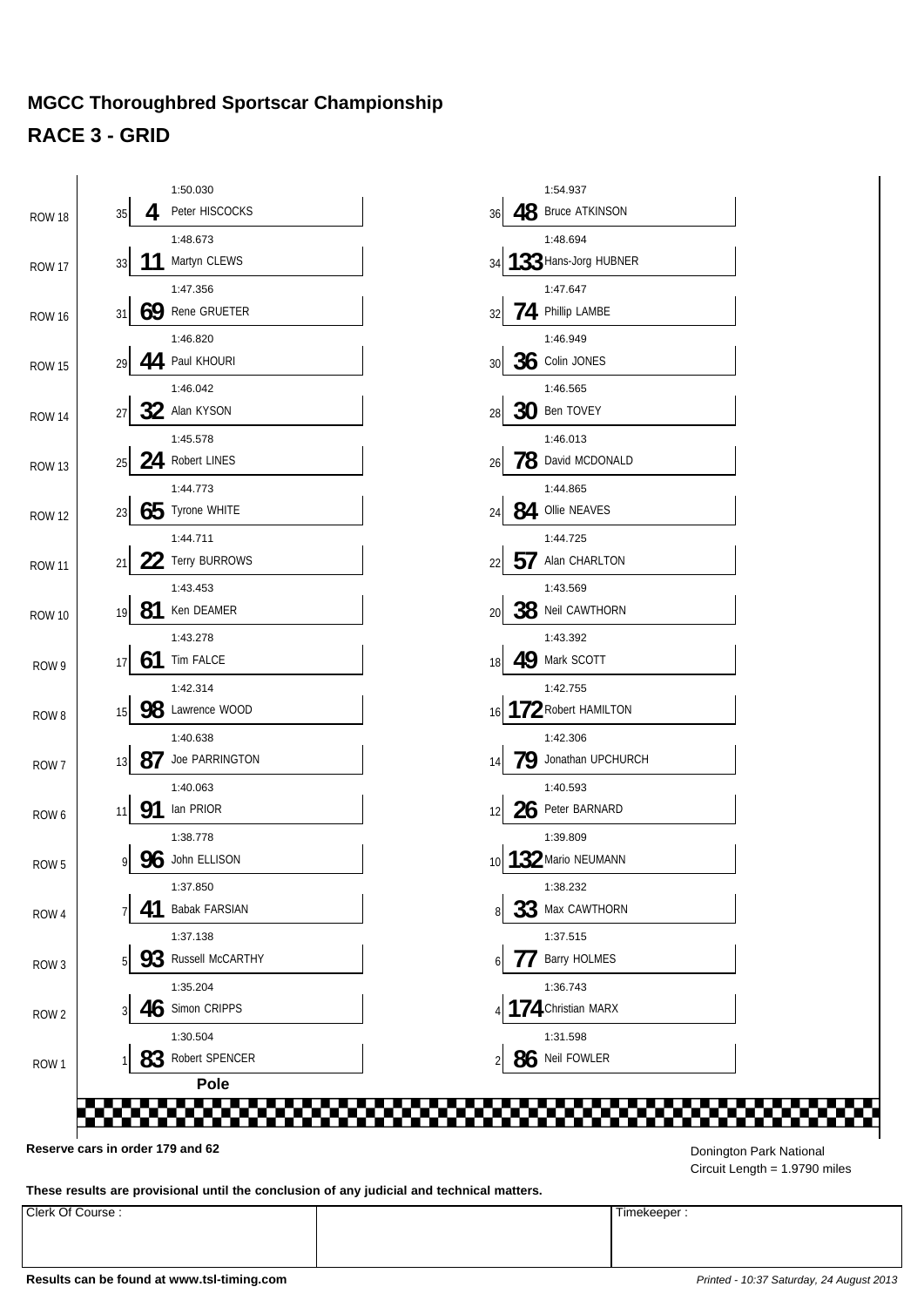# MGCC Thoroughbred Sportscar Championship

## RACE 3 - GRID

| Row | Pos | No | Driver | Time | Pos | No | Driver | Time |
|---|---|---|---|---|---|---|---|---|
| ROW 18 | 35 | 4 | Peter HISCOCKS | 1:50.030 | 36 | 48 | Bruce ATKINSON | 1:54.937 |
| ROW 17 | 33 | 11 | Martyn CLEWS | 1:48.673 | 34 | 133 | Hans-Jorg HUBNER | 1:48.694 |
| ROW 16 | 31 | 69 | Rene GRUETER | 1:47.356 | 32 | 74 | Phillip LAMBE | 1:47.647 |
| ROW 15 | 29 | 44 | Paul KHOURI | 1:46.820 | 30 | 36 | Colin JONES | 1:46.949 |
| ROW 14 | 27 | 32 | Alan KYSON | 1:46.042 | 28 | 30 | Ben TOVEY | 1:46.565 |
| ROW 13 | 25 | 24 | Robert LINES | 1:45.578 | 26 | 78 | David MCDONALD | 1:46.013 |
| ROW 12 | 23 | 65 | Tyrone WHITE | 1:44.773 | 24 | 84 | Ollie NEAVES | 1:44.865 |
| ROW 11 | 21 | 22 | Terry BURROWS | 1:44.711 | 22 | 57 | Alan CHARLTON | 1:44.725 |
| ROW 10 | 19 | 81 | Ken DEAMER | 1:43.453 | 20 | 38 | Neil CAWTHORN | 1:43.569 |
| ROW 9 | 17 | 61 | Tim FALCE | 1:43.278 | 18 | 49 | Mark SCOTT | 1:43.392 |
| ROW 8 | 15 | 98 | Lawrence WOOD | 1:42.314 | 16 | 172 | Robert HAMILTON | 1:42.755 |
| ROW 7 | 13 | 87 | Joe PARRINGTON | 1:40.638 | 14 | 79 | Jonathan UPCHURCH | 1:42.306 |
| ROW 6 | 11 | 91 | Ian PRIOR | 1:40.063 | 12 | 26 | Peter BARNARD | 1:40.593 |
| ROW 5 | 9 | 96 | John ELLISON | 1:38.778 | 10 | 132 | Mario NEUMANN | 1:39.809 |
| ROW 4 | 7 | 41 | Babak FARSIAN | 1:37.850 | 8 | 33 | Max CAWTHORN | 1:38.232 |
| ROW 3 | 5 | 93 | Russell McCARTHY | 1:37.138 | 6 | 77 | Barry HOLMES | 1:37.515 |
| ROW 2 | 3 | 46 | Simon CRIPPS | 1:35.204 | 4 | 174 | Christian MARX | 1:36.743 |
| ROW 1 | 1 | 83 | Robert SPENCER | 1:30.504 | 2 | 86 | Neil FOWLER | 1:31.598 |

**Pole**

**Reserve cars in order 179 and 62**

Donington Park National
Circuit Length = 1.9790 miles

**These results are provisional until the conclusion of any judicial and technical matters.**

| Clerk Of Course : | | Timekeeper : |
|---|---|---|
| | | |

**Results can be found at www.tsl-timing.com**

*Printed - 10:37 Saturday, 24 August 2013*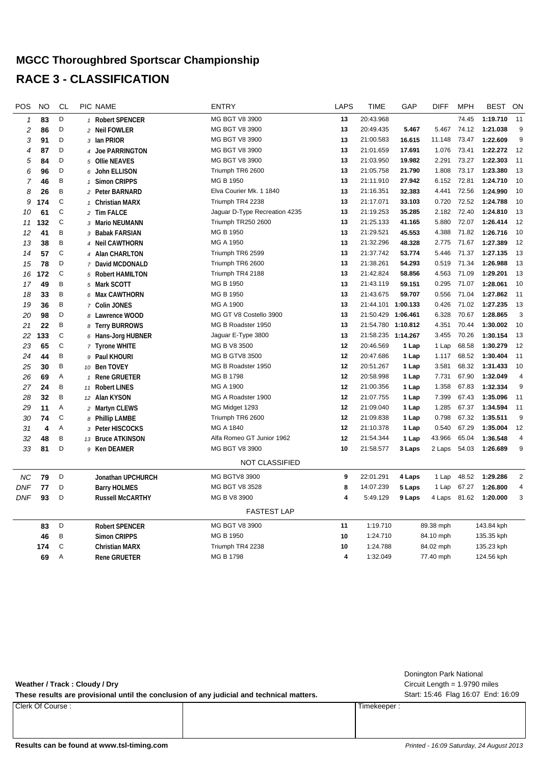# MGCC Thoroughbred Sportscar Championship

## RACE 3 - CLASSIFICATION

| POS | NO | CL | PIC | NAME | ENTRY | LAPS | TIME | GAP | DIFF | MPH | BEST | ON |
|---|---|---|---|---|---|---|---|---|---|---|---|---|
| 1 | 83 | D | 1 | Robert SPENCER | MG BGT V8 3900 | 13 | 20:43.968 | | | 74.45 | 1:19.710 | 11 |
| 2 | 86 | D | 2 | Neil FOWLER | MG BGT V8 3900 | 13 | 20:49.435 | 5.467 | 5.467 | 74.12 | 1:21.038 | 9 |
| 3 | 91 | D | 3 | Ian PRIOR | MG BGT V8 3900 | 13 | 21:00.583 | 16.615 | 11.148 | 73.47 | 1:22.609 | 9 |
| 4 | 87 | D | 4 | Joe PARRINGTON | MG BGT V8 3900 | 13 | 21:01.659 | 17.691 | 1.076 | 73.41 | 1:22.272 | 12 |
| 5 | 84 | D | 5 | Ollie NEAVES | MG BGT V8 3900 | 13 | 21:03.950 | 19.982 | 2.291 | 73.27 | 1:22.303 | 11 |
| 6 | 96 | D | 6 | John ELLISON | Triumph TR6 2600 | 13 | 21:05.758 | 21.790 | 1.808 | 73.17 | 1:23.380 | 13 |
| 7 | 46 | B | 1 | Simon CRIPPS | MG B 1950 | 13 | 21:11.910 | 27.942 | 6.152 | 72.81 | 1:24.710 | 10 |
| 8 | 26 | B | 2 | Peter BARNARD | Elva Courier Mk. 1 1840 | 13 | 21:16.351 | 32.383 | 4.441 | 72.56 | 1:24.990 | 10 |
| 9 | 174 | C | 1 | Christian MARX | Triumph TR4 2238 | 13 | 21:17.071 | 33.103 | 0.720 | 72.52 | 1:24.788 | 10 |
| 10 | 61 | C | 2 | Tim FALCE | Jaguar D-Type Recreation 4235 | 13 | 21:19.253 | 35.285 | 2.182 | 72.40 | 1:24.810 | 13 |
| 11 | 132 | C | 3 | Mario NEUMANN | Triumph TR250 2600 | 13 | 21:25.133 | 41.165 | 5.880 | 72.07 | 1:26.414 | 12 |
| 12 | 41 | B | 3 | Babak FARSIAN | MG B 1950 | 13 | 21:29.521 | 45.553 | 4.388 | 71.82 | 1:26.716 | 10 |
| 13 | 38 | B | 4 | Neil CAWTHORN | MG A 1950 | 13 | 21:32.296 | 48.328 | 2.775 | 71.67 | 1:27.389 | 12 |
| 14 | 57 | C | 4 | Alan CHARLTON | Triumph TR6 2599 | 13 | 21:37.742 | 53.774 | 5.446 | 71.37 | 1:27.135 | 13 |
| 15 | 78 | D | 7 | David MCDONALD | Triumph TR6 2600 | 13 | 21:38.261 | 54.293 | 0.519 | 71.34 | 1:26.988 | 13 |
| 16 | 172 | C | 5 | Robert HAMILTON | Triumph TR4 2188 | 13 | 21:42.824 | 58.856 | 4.563 | 71.09 | 1:29.201 | 13 |
| 17 | 49 | B | 5 | Mark SCOTT | MG B 1950 | 13 | 21:43.119 | 59.151 | 0.295 | 71.07 | 1:28.061 | 10 |
| 18 | 33 | B | 6 | Max CAWTHORN | MG B 1950 | 13 | 21:43.675 | 59.707 | 0.556 | 71.04 | 1:27.862 | 11 |
| 19 | 36 | B | 7 | Colin JONES | MG A 1900 | 13 | 21:44.101 | 1:00.133 | 0.426 | 71.02 | 1:27.235 | 13 |
| 20 | 98 | D | 8 | Lawrence WOOD | MG GT V8 Costello 3900 | 13 | 21:50.429 | 1:06.461 | 6.328 | 70.67 | 1:28.865 | 3 |
| 21 | 22 | B | 8 | Terry BURROWS | MG B Roadster 1950 | 13 | 21:54.780 | 1:10.812 | 4.351 | 70.44 | 1:30.002 | 10 |
| 22 | 133 | C | 6 | Hans-Jorg HUBNER | Jaguar E-Type 3800 | 13 | 21:58.235 | 1:14.267 | 3.455 | 70.26 | 1:30.154 | 13 |
| 23 | 65 | C | 7 | Tyrone WHITE | MG B V8 3500 | 12 | 20:46.569 | 1 Lap | 1 Lap | 68.58 | 1:30.279 | 12 |
| 24 | 44 | B | 9 | Paul KHOURI | MG B GTV8 3500 | 12 | 20:47.686 | 1 Lap | 1.117 | 68.52 | 1:30.404 | 11 |
| 25 | 30 | B | 10 | Ben TOVEY | MG B Roadster 1950 | 12 | 20:51.267 | 1 Lap | 3.581 | 68.32 | 1:31.433 | 10 |
| 26 | 69 | A | 1 | Rene GRUETER | MG B 1798 | 12 | 20:58.998 | 1 Lap | 7.731 | 67.90 | 1:32.049 | 4 |
| 27 | 24 | B | 11 | Robert LINES | MG A 1900 | 12 | 21:00.356 | 1 Lap | 1.358 | 67.83 | 1:32.334 | 9 |
| 28 | 32 | B | 12 | Alan KYSON | MG A Roadster 1900 | 12 | 21:07.755 | 1 Lap | 7.399 | 67.43 | 1:35.096 | 11 |
| 29 | 11 | A | 2 | Martyn CLEWS | MG Midget 1293 | 12 | 21:09.040 | 1 Lap | 1.285 | 67.37 | 1:34.594 | 11 |
| 30 | 74 | C | 8 | Phillip LAMBE | Triumph TR6 2600 | 12 | 21:09.838 | 1 Lap | 0.798 | 67.32 | 1:35.511 | 9 |
| 31 | 4 | A | 3 | Peter HISCOCKS | MG A 1840 | 12 | 21:10.378 | 1 Lap | 0.540 | 67.29 | 1:35.004 | 12 |
| 32 | 48 | B | 13 | Bruce ATKINSON | Alfa Romeo GT Junior 1962 | 12 | 21:54.344 | 1 Lap | 43.966 | 65.04 | 1:36.548 | 4 |
| 33 | 81 | D | 9 | Ken DEAMER | MG BGT V8 3900 | 10 | 21:58.577 | 3 Laps | 2 Laps | 54.03 | 1:26.689 | 9 |
| | | | | | NOT CLASSIFIED | | | | | | | |
| NC | 79 | D | | Jonathan UPCHURCH | MG BGTV8 3900 | 9 | 22:01.291 | 4 Laps | 1 Lap | 48.52 | 1:29.286 | 2 |
| DNF | 77 | D | | Barry HOLMES | MG BGT V8 3528 | 8 | 14:07.239 | 5 Laps | 1 Lap | 67.27 | 1:26.800 | 4 |
| DNF | 93 | D | | Russell McCARTHY | MG B V8 3900 | 4 | 5:49.129 | 9 Laps | 4 Laps | 81.62 | 1:20.000 | 3 |

### FASTEST LAP

| NO | CL | NAME | ENTRY | LAP | TIME | MPH | KPH |
|---|---|---|---|---|---|---|---|
| 83 | D | Robert SPENCER | MG BGT V8 3900 | 11 | 1:19.710 | 89.38 mph | 143.84 kph |
| 46 | B | Simon CRIPPS | MG B 1950 | 10 | 1:24.710 | 84.10 mph | 135.35 kph |
| 174 | C | Christian MARX | Triumph TR4 2238 | 10 | 1:24.788 | 84.02 mph | 135.23 kph |
| 69 | A | Rene GRUETER | MG B 1798 | 4 | 1:32.049 | 77.40 mph | 124.56 kph |

**Weather / Track : Cloudy / Dry**

**These results are provisional until the conclusion of any judicial and technical matters.**

Donington Park National
Circuit Length = 1.9790 miles
Start: 15:46 Flag 16:07 End: 16:09

| Clerk Of Course : | | Timekeeper : |
|---|---|---|
| | | |

**Results can be found at www.tsl-timing.com**

*Printed - 16:09 Saturday, 24 August 2013*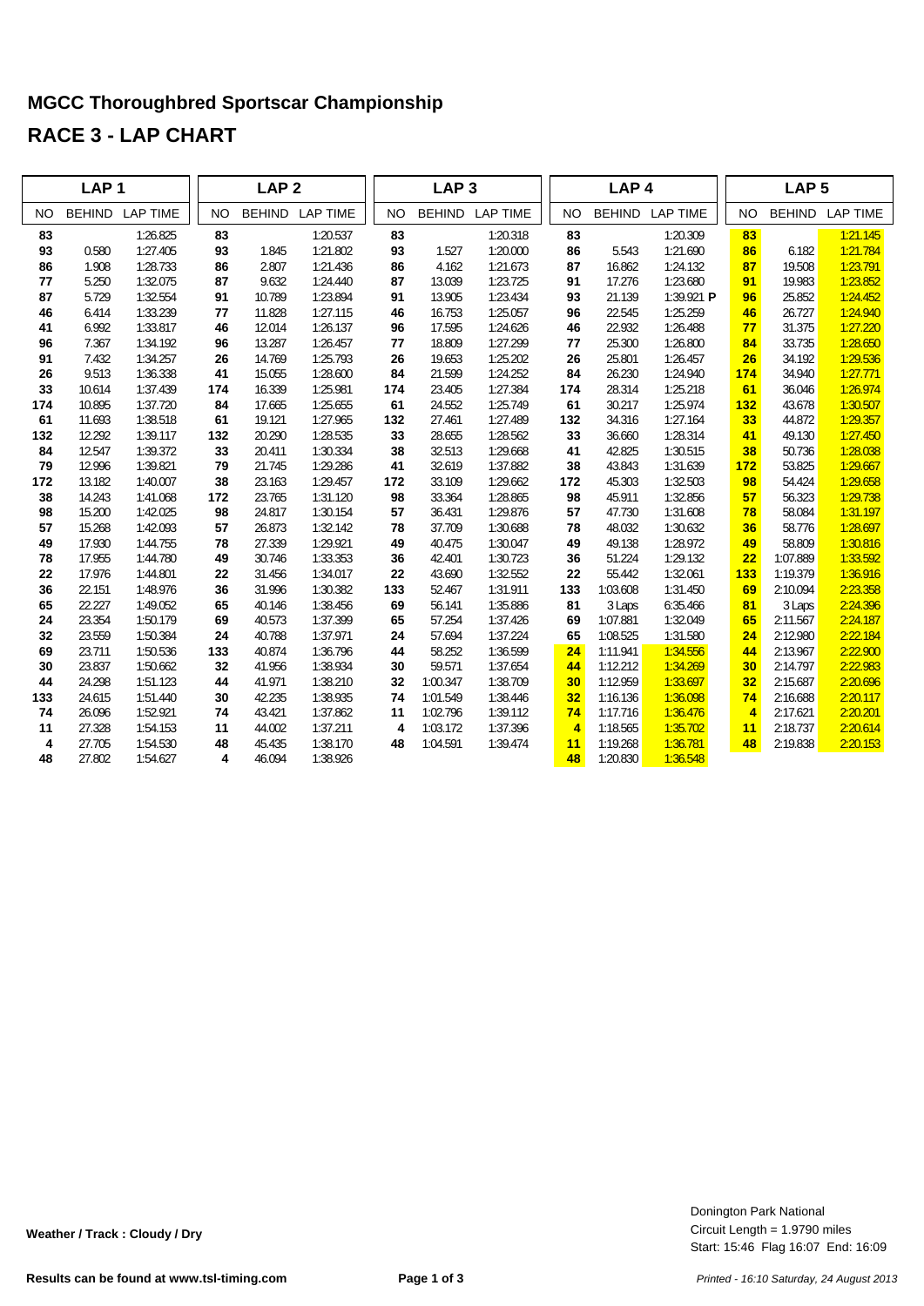## MGCC Thoroughbred Sportscar Championship

## RACE 3 - LAP CHART

| LAP 1 | | | LAP 2 | | | LAP 3 | | | LAP 4 | | | LAP 5 | | |
|---|---|---|---|---|---|---|---|---|---|---|---|---|---|---|
| NO | BEHIND | LAP TIME | NO | BEHIND | LAP TIME | NO | BEHIND | LAP TIME | NO | BEHIND | LAP TIME | NO | BEHIND | LAP TIME |
| 83 | | 1:26.825 | 83 | | 1:20.537 | 83 | | 1:20.318 | 83 | | 1:20.309 | 83 | | 1:21.145 |
| 93 | 0.580 | 1:27.405 | 93 | 1.845 | 1:21.802 | 93 | 1.527 | 1:20.000 | 86 | 5.543 | 1:21.690 | 86 | 6.182 | 1:21.784 |
| 86 | 1.908 | 1:28.733 | 86 | 2.807 | 1:21.436 | 86 | 4.162 | 1:21.673 | 87 | 16.862 | 1:24.132 | 87 | 19.508 | 1:23.791 |
| 77 | 5.250 | 1:32.075 | 87 | 9.632 | 1:24.440 | 87 | 13.039 | 1:23.725 | 91 | 17.276 | 1:23.680 | 91 | 19.983 | 1:23.852 |
| 87 | 5.729 | 1:32.554 | 91 | 10.789 | 1:23.894 | 91 | 13.905 | 1:23.434 | 93 | 21.139 | 1:39.921 **P** | 96 | 25.852 | 1:24.452 |
| 46 | 6.414 | 1:33.239 | 77 | 11.828 | 1:27.115 | 46 | 16.753 | 1:25.057 | 96 | 22.545 | 1:25.259 | 46 | 26.727 | 1:24.940 |
| 41 | 6.992 | 1:33.817 | 46 | 12.014 | 1:26.137 | 96 | 17.595 | 1:24.626 | 46 | 22.932 | 1:26.488 | 77 | 31.375 | 1:27.220 |
| 96 | 7.367 | 1:34.192 | 96 | 13.287 | 1:26.457 | 77 | 18.809 | 1:27.299 | 77 | 25.300 | 1:26.800 | 84 | 33.735 | 1:28.650 |
| 91 | 7.432 | 1:34.257 | 26 | 14.769 | 1:25.793 | 26 | 19.653 | 1:25.202 | 26 | 25.801 | 1:26.457 | 26 | 34.192 | 1:29.536 |
| 26 | 9.513 | 1:36.338 | 41 | 15.055 | 1:28.600 | 84 | 21.599 | 1:24.252 | 84 | 26.230 | 1:24.940 | 174 | 34.940 | 1:27.771 |
| 33 | 10.614 | 1:37.439 | 174 | 16.339 | 1:25.981 | 174 | 23.405 | 1:27.384 | 174 | 28.314 | 1:25.218 | 61 | 36.046 | 1:26.974 |
| 174 | 10.895 | 1:37.720 | 84 | 17.665 | 1:25.655 | 61 | 24.552 | 1:25.749 | 61 | 30.217 | 1:25.974 | 132 | 43.678 | 1:30.507 |
| 61 | 11.693 | 1:38.518 | 61 | 19.121 | 1:27.965 | 132 | 27.461 | 1:27.489 | 132 | 34.316 | 1:27.164 | 33 | 44.872 | 1:29.357 |
| 132 | 12.292 | 1:39.117 | 132 | 20.290 | 1:28.535 | 33 | 28.655 | 1:28.562 | 33 | 36.660 | 1:28.314 | 41 | 49.130 | 1:27.450 |
| 84 | 12.547 | 1:39.372 | 33 | 20.411 | 1:30.334 | 38 | 32.513 | 1:29.668 | 41 | 42.825 | 1:30.515 | 38 | 50.736 | 1:28.038 |
| 79 | 12.996 | 1:39.821 | 79 | 21.745 | 1:29.286 | 41 | 32.619 | 1:37.882 | 38 | 43.843 | 1:31.639 | 172 | 53.825 | 1:29.667 |
| 172 | 13.182 | 1:40.007 | 38 | 23.163 | 1:29.457 | 172 | 33.109 | 1:29.662 | 172 | 45.303 | 1:32.503 | 98 | 54.424 | 1:29.658 |
| 38 | 14.243 | 1:41.068 | 172 | 23.765 | 1:31.120 | 98 | 33.364 | 1:28.865 | 98 | 45.911 | 1:32.856 | 57 | 56.323 | 1:29.738 |
| 98 | 15.200 | 1:42.025 | 98 | 24.817 | 1:30.154 | 57 | 36.431 | 1:29.876 | 57 | 47.730 | 1:31.608 | 78 | 58.084 | 1:31.197 |
| 57 | 15.268 | 1:42.093 | 57 | 26.873 | 1:32.142 | 78 | 37.709 | 1:30.688 | 78 | 48.032 | 1:30.632 | 36 | 58.776 | 1:28.697 |
| 49 | 17.930 | 1:44.755 | 78 | 27.339 | 1:29.921 | 49 | 40.475 | 1:30.047 | 49 | 49.138 | 1:28.972 | 49 | 58.809 | 1:30.816 |
| 78 | 17.955 | 1:44.780 | 49 | 30.746 | 1:33.353 | 36 | 42.401 | 1:30.723 | 36 | 51.224 | 1:29.132 | 22 | 1:07.889 | 1:33.592 |
| 22 | 17.976 | 1:44.801 | 22 | 31.456 | 1:34.017 | 22 | 43.690 | 1:32.552 | 22 | 55.442 | 1:32.061 | 133 | 1:19.379 | 1:36.916 |
| 36 | 22.151 | 1:48.976 | 36 | 31.996 | 1:30.382 | 133 | 52.467 | 1:31.911 | 133 | 1:03.608 | 1:31.450 | 69 | 2:10.094 | 2:23.358 |
| 65 | 22.227 | 1:49.052 | 65 | 40.146 | 1:38.456 | 69 | 56.141 | 1:35.886 | 81 | 3 Laps | 6:35.466 | 81 | 3 Laps | 2:24.396 |
| 24 | 23.354 | 1:50.179 | 69 | 40.573 | 1:37.399 | 65 | 57.254 | 1:37.426 | 69 | 1:07.881 | 1:32.049 | 65 | 2:11.567 | 2:24.187 |
| 32 | 23.559 | 1:50.384 | 24 | 40.788 | 1:37.971 | 24 | 57.694 | 1:37.224 | 65 | 1:08.525 | 1:31.580 | 24 | 2:12.980 | 2:22.184 |
| 69 | 23.711 | 1:50.536 | 133 | 40.874 | 1:36.796 | 44 | 58.252 | 1:36.599 | 24 | 1:11.941 | 1:34.556 | 44 | 2:13.967 | 2:22.900 |
| 30 | 23.837 | 1:50.662 | 32 | 41.956 | 1:38.934 | 30 | 59.571 | 1:37.654 | 44 | 1:12.212 | 1:34.269 | 30 | 2:14.797 | 2:22.983 |
| 44 | 24.298 | 1:51.123 | 44 | 41.971 | 1:38.210 | 32 | 1:00.347 | 1:38.709 | 30 | 1:12.959 | 1:33.697 | 32 | 2:15.687 | 2:20.696 |
| 133 | 24.615 | 1:51.440 | 30 | 42.235 | 1:38.935 | 74 | 1:01.549 | 1:38.446 | 32 | 1:16.136 | 1:36.098 | 74 | 2:16.688 | 2:20.117 |
| 74 | 26.096 | 1:52.921 | 74 | 43.421 | 1:37.862 | 11 | 1:02.796 | 1:39.112 | 74 | 1:17.716 | 1:36.476 | 4 | 2:17.621 | 2:20.201 |
| 11 | 27.328 | 1:54.153 | 11 | 44.002 | 1:37.211 | 4 | 1:03.172 | 1:37.396 | 4 | 1:18.565 | 1:35.702 | 11 | 2:18.737 | 2:20.614 |
| 4 | 27.705 | 1:54.530 | 48 | 45.435 | 1:38.170 | 48 | 1:04.591 | 1:39.474 | 11 | 1:19.268 | 1:36.781 | 48 | 2:19.838 | 2:20.153 |
| 48 | 27.802 | 1:54.627 | 4 | 46.094 | 1:38.926 | | | | 48 | 1:20.830 | 1:36.548 | | | |

**Weather / Track : Cloudy / Dry**

Donington Park National
Circuit Length = 1.9790 miles
Start: 15:46 Flag 16:07 End: 16:09

**Results can be found at www.tsl-timing.com**

*Printed - 16:10 Saturday, 24 August 2013*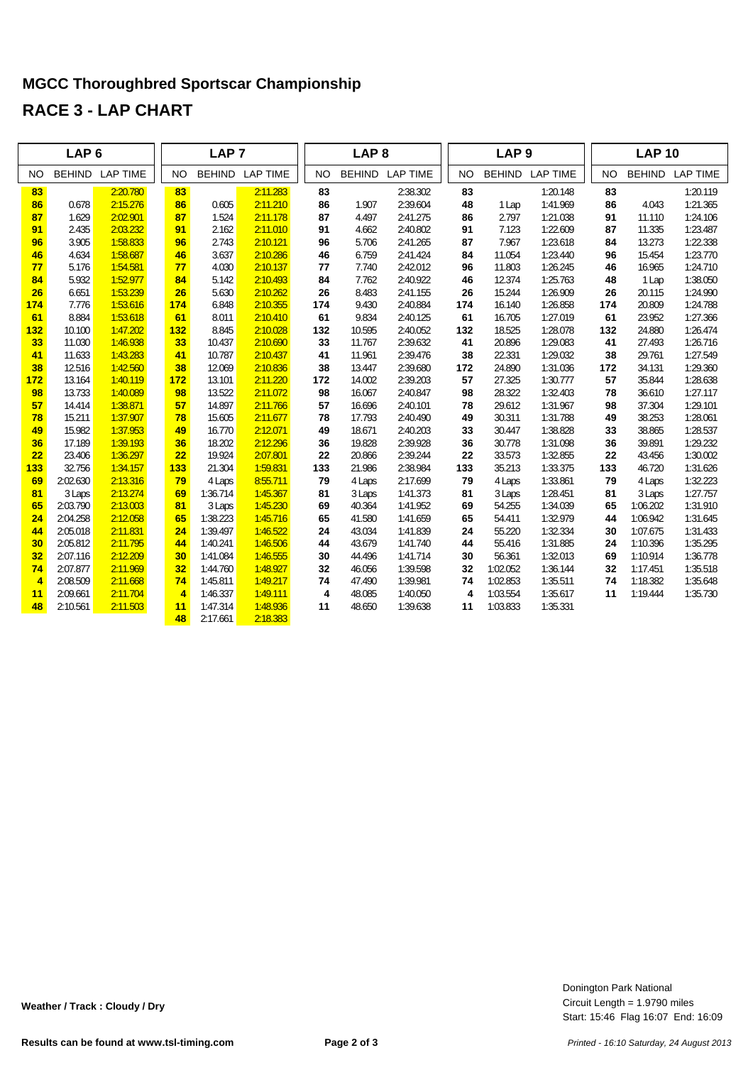# MGCC Thoroughbred Sportscar Championship

## RACE 3 - LAP CHART

| LAP 6 | | | LAP 7 | | | LAP 8 | | | LAP 9 | | | LAP 10 | | |
|---|---|---|---|---|---|---|---|---|---|---|---|---|---|---|
| NO | BEHIND | LAP TIME | NO | BEHIND | LAP TIME | NO | BEHIND | LAP TIME | NO | BEHIND | LAP TIME | NO | BEHIND | LAP TIME |
| 83 | | 2:20.780 | 83 | | 2:11.283 | 83 | | 2:38.302 | 83 | | 1:20.148 | 83 | | 1:20.119 |
| 86 | 0.678 | 2:15.276 | 86 | 0.605 | 2:11.210 | 86 | 1.907 | 2:39.604 | 48 | 1 Lap | 1:41.969 | 86 | 4.043 | 1:21.365 |
| 87 | 1.629 | 2:02.901 | 87 | 1.524 | 2:11.178 | 87 | 4.497 | 2:41.275 | 86 | 2.797 | 1:21.038 | 91 | 11.110 | 1:24.106 |
| 91 | 2.435 | 2:03.232 | 91 | 2.162 | 2:11.010 | 91 | 4.662 | 2:40.802 | 91 | 7.123 | 1:22.609 | 87 | 11.335 | 1:23.487 |
| 96 | 3.905 | 1:58.833 | 96 | 2.743 | 2:10.121 | 96 | 5.706 | 2:41.265 | 87 | 7.967 | 1:23.618 | 84 | 13.273 | 1:22.338 |
| 46 | 4.634 | 1:58.687 | 46 | 3.637 | 2:10.286 | 46 | 6.759 | 2:41.424 | 84 | 11.054 | 1:23.440 | 96 | 15.454 | 1:23.770 |
| 77 | 5.176 | 1:54.581 | 77 | 4.030 | 2:10.137 | 77 | 7.740 | 2:42.012 | 96 | 11.803 | 1:26.245 | 46 | 16.965 | 1:24.710 |
| 84 | 5.932 | 1:52.977 | 84 | 5.142 | 2:10.493 | 84 | 7.762 | 2:40.922 | 46 | 12.374 | 1:25.763 | 48 | 1 Lap | 1:38.050 |
| 26 | 6.651 | 1:53.239 | 26 | 5.630 | 2:10.262 | 26 | 8.483 | 2:41.155 | 26 | 15.244 | 1:26.909 | 26 | 20.115 | 1:24.990 |
| 174 | 7.776 | 1:53.616 | 174 | 6.848 | 2:10.355 | 174 | 9.430 | 2:40.884 | 174 | 16.140 | 1:26.858 | 174 | 20.809 | 1:24.788 |
| 61 | 8.884 | 1:53.618 | 61 | 8.011 | 2:10.410 | 61 | 9.834 | 2:40.125 | 61 | 16.705 | 1:27.019 | 61 | 23.952 | 1:27.366 |
| 132 | 10.100 | 1:47.202 | 132 | 8.845 | 2:10.028 | 132 | 10.595 | 2:40.052 | 132 | 18.525 | 1:28.078 | 132 | 24.880 | 1:26.474 |
| 33 | 11.030 | 1:46.938 | 33 | 10.437 | 2:10.690 | 33 | 11.767 | 2:39.632 | 41 | 20.896 | 1:29.083 | 41 | 27.493 | 1:26.716 |
| 41 | 11.633 | 1:43.283 | 41 | 10.787 | 2:10.437 | 41 | 11.961 | 2:39.476 | 38 | 22.331 | 1:29.032 | 38 | 29.761 | 1:27.549 |
| 38 | 12.516 | 1:42.560 | 38 | 12.069 | 2:10.836 | 38 | 13.447 | 2:39.680 | 172 | 24.890 | 1:31.036 | 172 | 34.131 | 1:29.360 |
| 172 | 13.164 | 1:40.119 | 172 | 13.101 | 2:11.220 | 172 | 14.002 | 2:39.203 | 57 | 27.325 | 1:30.777 | 57 | 35.844 | 1:28.638 |
| 98 | 13.733 | 1:40.089 | 98 | 13.522 | 2:11.072 | 98 | 16.067 | 2:40.847 | 98 | 28.322 | 1:32.403 | 78 | 36.610 | 1:27.117 |
| 57 | 14.414 | 1:38.871 | 57 | 14.897 | 2:11.766 | 57 | 16.696 | 2:40.101 | 78 | 29.612 | 1:31.967 | 98 | 37.304 | 1:29.101 |
| 78 | 15.211 | 1:37.907 | 78 | 15.605 | 2:11.677 | 78 | 17.793 | 2:40.490 | 49 | 30.311 | 1:31.788 | 49 | 38.253 | 1:28.061 |
| 49 | 15.982 | 1:37.953 | 49 | 16.770 | 2:12.071 | 49 | 18.671 | 2:40.203 | 33 | 30.447 | 1:38.828 | 33 | 38.865 | 1:28.537 |
| 36 | 17.189 | 1:39.193 | 36 | 18.202 | 2:12.296 | 36 | 19.828 | 2:39.928 | 36 | 30.778 | 1:31.098 | 36 | 39.891 | 1:29.232 |
| 22 | 23.406 | 1:36.297 | 22 | 19.924 | 2:07.801 | 22 | 20.866 | 2:39.244 | 22 | 33.573 | 1:32.855 | 22 | 43.456 | 1:30.002 |
| 133 | 32.756 | 1:34.157 | 133 | 21.304 | 1:59.831 | 133 | 21.986 | 2:38.984 | 133 | 35.213 | 1:33.375 | 133 | 46.720 | 1:31.626 |
| 69 | 2:02.630 | 2:13.316 | 79 | 4 Laps | 8:55.711 | 79 | 4 Laps | 2:17.699 | 79 | 4 Laps | 1:33.861 | 79 | 4 Laps | 1:32.223 |
| 81 | 3 Laps | 2:13.274 | 69 | 1:36.714 | 1:45.367 | 81 | 3 Laps | 1:41.373 | 81 | 3 Laps | 1:28.451 | 81 | 3 Laps | 1:27.757 |
| 65 | 2:03.790 | 2:13.003 | 81 | 3 Laps | 1:45.230 | 69 | 40.364 | 1:41.952 | 69 | 54.255 | 1:34.039 | 65 | 1:06.202 | 1:31.910 |
| 24 | 2:04.258 | 2:12.058 | 65 | 1:38.223 | 1:45.716 | 65 | 41.580 | 1:41.659 | 65 | 54.411 | 1:32.979 | 44 | 1:06.942 | 1:31.645 |
| 44 | 2:05.018 | 2:11.831 | 24 | 1:39.497 | 1:46.522 | 24 | 43.034 | 1:41.839 | 24 | 55.220 | 1:32.334 | 30 | 1:07.675 | 1:31.433 |
| 30 | 2:05.812 | 2:11.795 | 44 | 1:40.241 | 1:46.506 | 44 | 43.679 | 1:41.740 | 44 | 55.416 | 1:31.885 | 24 | 1:10.396 | 1:35.295 |
| 32 | 2:07.116 | 2:12.209 | 30 | 1:41.084 | 1:46.555 | 30 | 44.496 | 1:41.714 | 30 | 56.361 | 1:32.013 | 69 | 1:10.914 | 1:36.778 |
| 74 | 2:07.877 | 2:11.969 | 32 | 1:44.760 | 1:48.927 | 32 | 46.056 | 1:39.598 | 32 | 1:02.052 | 1:36.144 | 32 | 1:17.451 | 1:35.518 |
| 4 | 2:08.509 | 2:11.668 | 74 | 1:45.811 | 1:49.217 | 74 | 47.490 | 1:39.981 | 74 | 1:02.853 | 1:35.511 | 74 | 1:18.382 | 1:35.648 |
| 11 | 2:09.661 | 2:11.704 | 4 | 1:46.337 | 1:49.111 | 4 | 48.085 | 1:40.050 | 4 | 1:03.554 | 1:35.617 | 11 | 1:19.444 | 1:35.730 |
| 48 | 2:10.561 | 2:11.503 | 11 | 1:47.314 | 1:48.936 | 11 | 48.650 | 1:39.638 | 11 | 1:03.833 | 1:35.331 | | | |
| | | | 48 | 2:17.661 | 2:18.383 | | | | | | | | | |

**Weather / Track : Cloudy / Dry**

Donington Park National
Circuit Length = 1.9790 miles
Start: 15:46 Flag 16:07 End: 16:09

**Results can be found at www.tsl-timing.com**

*Printed - 16:10 Saturday, 24 August 2013*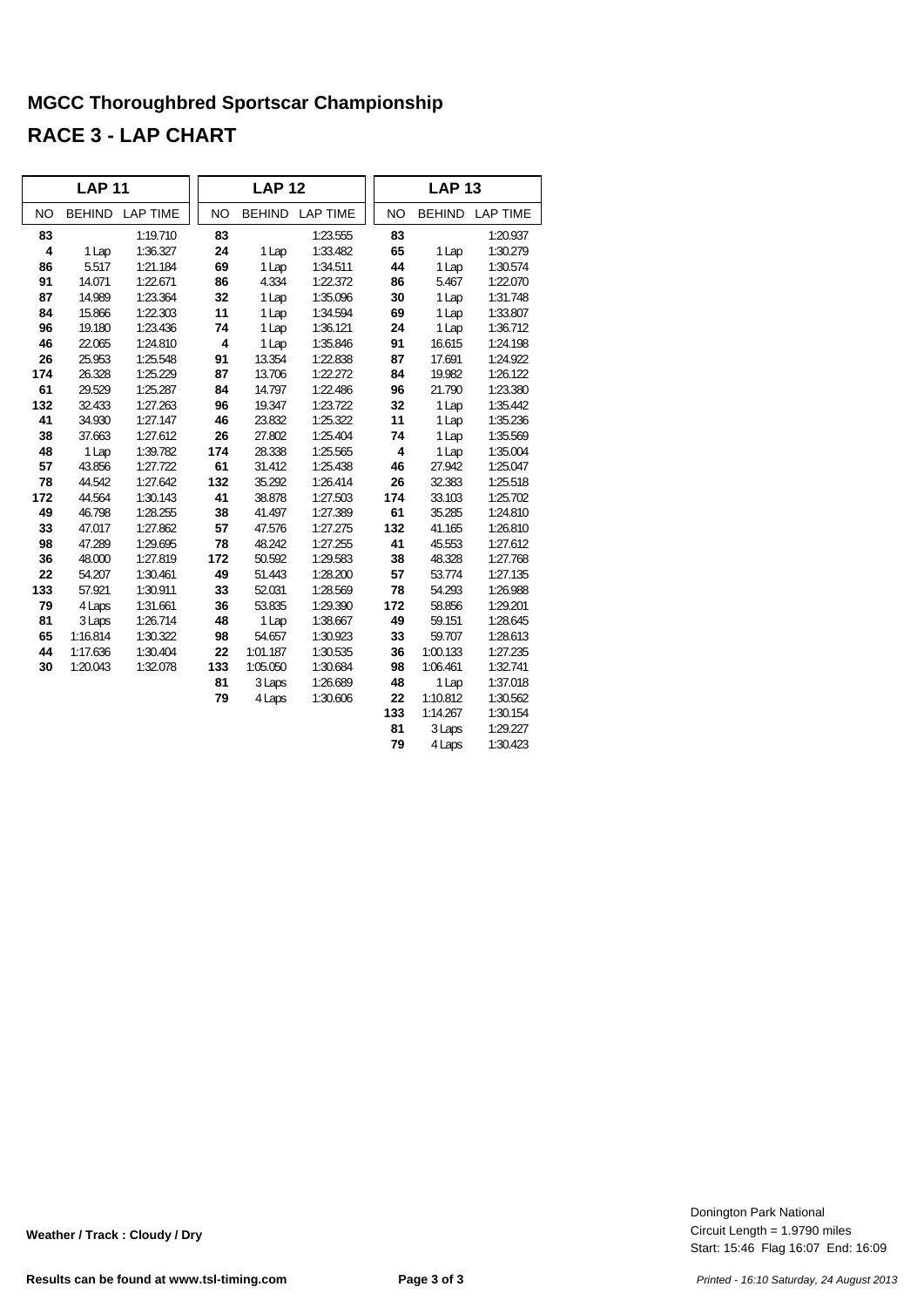# MGCC Thoroughbred Sportscar Championship

## RACE 3 - LAP CHART

| LAP 11 | | | LAP 12 | | | LAP 13 | | |
|---|---|---|---|---|---|---|---|---|
| NO | BEHIND | LAP TIME | NO | BEHIND | LAP TIME | NO | BEHIND | LAP TIME |
| **83** | | 1:19.710 | **83** | | 1:23.555 | **83** | | 1:20.937 |
| **4** | 1 Lap | 1:36.327 | **24** | 1 Lap | 1:33.482 | **65** | 1 Lap | 1:30.279 |
| **86** | 5.517 | 1:21.184 | **69** | 1 Lap | 1:34.511 | **44** | 1 Lap | 1:30.574 |
| **91** | 14.071 | 1:22.671 | **86** | 4.334 | 1:22.372 | **86** | 5.467 | 1:22.070 |
| **87** | 14.989 | 1:23.364 | **32** | 1 Lap | 1:35.096 | **30** | 1 Lap | 1:31.748 |
| **84** | 15.866 | 1:22.303 | **11** | 1 Lap | 1:34.594 | **69** | 1 Lap | 1:33.807 |
| **96** | 19.180 | 1:23.436 | **74** | 1 Lap | 1:36.121 | **24** | 1 Lap | 1:36.712 |
| **46** | 22.065 | 1:24.810 | **4** | 1 Lap | 1:35.846 | **91** | 16.615 | 1:24.198 |
| **26** | 25.953 | 1:25.548 | **91** | 13.354 | 1:22.838 | **87** | 17.691 | 1:24.922 |
| **174** | 26.328 | 1:25.229 | **87** | 13.706 | 1:22.272 | **84** | 19.982 | 1:26.122 |
| **61** | 29.529 | 1:25.287 | **84** | 14.797 | 1:22.486 | **96** | 21.790 | 1:23.380 |
| **132** | 32.433 | 1:27.263 | **96** | 19.347 | 1:23.722 | **32** | 1 Lap | 1:35.442 |
| **41** | 34.930 | 1:27.147 | **46** | 23.832 | 1:25.322 | **11** | 1 Lap | 1:35.236 |
| **38** | 37.663 | 1:27.612 | **26** | 27.802 | 1:25.404 | **74** | 1 Lap | 1:35.569 |
| **48** | 1 Lap | 1:39.782 | **174** | 28.338 | 1:25.565 | **4** | 1 Lap | 1:35.004 |
| **57** | 43.856 | 1:27.722 | **61** | 31.412 | 1:25.438 | **46** | 27.942 | 1:25.047 |
| **78** | 44.542 | 1:27.642 | **132** | 35.292 | 1:26.414 | **26** | 32.383 | 1:25.518 |
| **172** | 44.564 | 1:30.143 | **41** | 38.878 | 1:27.503 | **174** | 33.103 | 1:25.702 |
| **49** | 46.798 | 1:28.255 | **38** | 41.497 | 1:27.389 | **61** | 35.285 | 1:24.810 |
| **33** | 47.017 | 1:27.862 | **57** | 47.576 | 1:27.275 | **132** | 41.165 | 1:26.810 |
| **98** | 47.289 | 1:29.695 | **78** | 48.242 | 1:27.255 | **41** | 45.553 | 1:27.612 |
| **36** | 48.000 | 1:27.819 | **172** | 50.592 | 1:29.583 | **38** | 48.328 | 1:27.768 |
| **22** | 54.207 | 1:30.461 | **49** | 51.443 | 1:28.200 | **57** | 53.774 | 1:27.135 |
| **133** | 57.921 | 1:30.911 | **33** | 52.031 | 1:28.569 | **78** | 54.293 | 1:26.988 |
| **79** | 4 Laps | 1:31.661 | **36** | 53.835 | 1:29.390 | **172** | 58.856 | 1:29.201 |
| **81** | 3 Laps | 1:26.714 | **48** | 1 Lap | 1:38.667 | **49** | 59.151 | 1:28.645 |
| **65** | 1:16.814 | 1:30.322 | **98** | 54.657 | 1:30.923 | **33** | 59.707 | 1:28.613 |
| **44** | 1:17.636 | 1:30.404 | **22** | 1:01.187 | 1:30.535 | **36** | 1:00.133 | 1:27.235 |
| **30** | 1:20.043 | 1:32.078 | **133** | 1:05.050 | 1:30.684 | **98** | 1:06.461 | 1:32.741 |
| | | | **81** | 3 Laps | 1:26.689 | **48** | 1 Lap | 1:37.018 |
| | | | **79** | 4 Laps | 1:30.606 | **22** | 1:10.812 | 1:30.562 |
| | | | | | | **133** | 1:14.267 | 1:30.154 |
| | | | | | | **81** | 3 Laps | 1:29.227 |
| | | | | | | **79** | 4 Laps | 1:30.423 |

**Weather / Track : Cloudy / Dry**

Donington Park National
Circuit Length = 1.9790 miles
Start: 15:46 Flag 16:07 End: 16:09

**Results can be found at www.tsl-timing.com**

*Printed - 16:10 Saturday, 24 August 2013*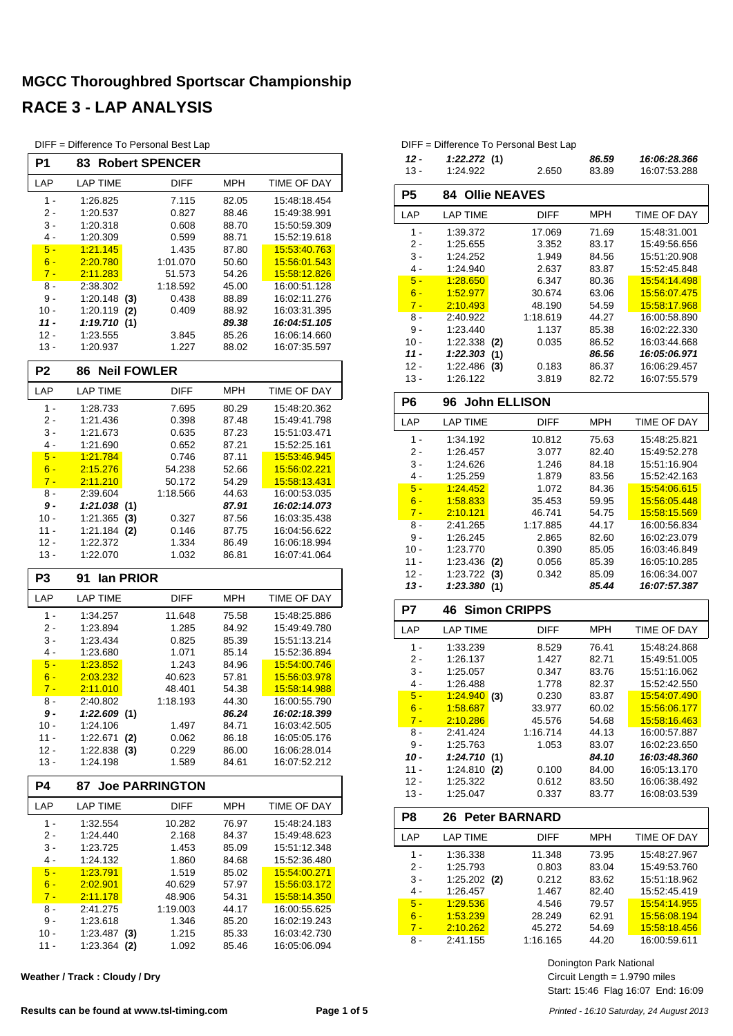# MGCC Thoroughbred Sportscar Championship

## RACE 3 - LAP ANALYSIS

DIFF = Difference To Personal Best Lap

### P1 83 Robert SPENCER

| LAP | LAP TIME | DIFF | MPH | TIME OF DAY |
|---|---|---|---|---|
| 1 - | 1:26.825 | 7.115 | 82.05 | 15:48:18.454 |
| 2 - | 1:20.537 | 0.827 | 88.46 | 15:49:38.991 |
| 3 - | 1:20.318 | 0.608 | 88.70 | 15:50:59.309 |
| 4 - | 1:20.309 | 0.599 | 88.71 | 15:52:19.618 |
| 5 - | 1:21.145 | 1.435 | 87.80 | 15:53:40.763 |
| 6 - | 2:20.780 | 1:01.070 | 50.60 | 15:56:01.543 |
| 7 - | 2:11.283 | 51.573 | 54.26 | 15:58:12.826 |
| 8 - | 2:38.302 | 1:18.592 | 45.00 | 16:00:51.128 |
| 9 - | 1:20.148 (3) | 0.438 | 88.89 | 16:02:11.276 |
| 10 - | 1:20.119 (2) | 0.409 | 88.92 | 16:03:31.395 |
| ***11 -*** | ***1:19.710 (1)*** | | ***89.38*** | ***16:04:51.105*** |
| 12 - | 1:23.555 | 3.845 | 85.26 | 16:06:14.660 |
| 13 - | 1:20.937 | 1.227 | 88.02 | 16:07:35.597 |

### P2 86 Neil FOWLER

| LAP | LAP TIME | DIFF | MPH | TIME OF DAY |
|---|---|---|---|---|
| 1 - | 1:28.733 | 7.695 | 80.29 | 15:48:20.362 |
| 2 - | 1:21.436 | 0.398 | 87.48 | 15:49:41.798 |
| 3 - | 1:21.673 | 0.635 | 87.23 | 15:51:03.471 |
| 4 - | 1:21.690 | 0.652 | 87.21 | 15:52:25.161 |
| 5 - | 1:21.784 | 0.746 | 87.11 | 15:53:46.945 |
| 6 - | 2:15.276 | 54.238 | 52.66 | 15:56:02.221 |
| 7 - | 2:11.210 | 50.172 | 54.29 | 15:58:13.431 |
| 8 - | 2:39.604 | 1:18.566 | 44.63 | 16:00:53.035 |
| ***9 -*** | ***1:21.038 (1)*** | | ***87.91*** | ***16:02:14.073*** |
| 10 - | 1:21.365 (3) | 0.327 | 87.56 | 16:03:35.438 |
| 11 - | 1:21.184 (2) | 0.146 | 87.75 | 16:04:56.622 |
| 12 - | 1:22.372 | 1.334 | 86.49 | 16:06:18.994 |
| 13 - | 1:22.070 | 1.032 | 86.81 | 16:07:41.064 |

### P3 91 Ian PRIOR

| LAP | LAP TIME | DIFF | MPH | TIME OF DAY |
|---|---|---|---|---|
| 1 - | 1:34.257 | 11.648 | 75.58 | 15:48:25.886 |
| 2 - | 1:23.894 | 1.285 | 84.92 | 15:49:49.780 |
| 3 - | 1:23.434 | 0.825 | 85.39 | 15:51:13.214 |
| 4 - | 1:23.680 | 1.071 | 85.14 | 15:52:36.894 |
| 5 - | 1:23.852 | 1.243 | 84.96 | 15:54:00.746 |
| 6 - | 2:03.232 | 40.623 | 57.81 | 15:56:03.978 |
| 7 - | 2:11.010 | 48.401 | 54.38 | 15:58:14.988 |
| 8 - | 2:40.802 | 1:18.193 | 44.30 | 16:00:55.790 |
| ***9 -*** | ***1:22.609 (1)*** | | ***86.24*** | ***16:02:18.399*** |
| 10 - | 1:24.106 | 1.497 | 84.71 | 16:03:42.505 |
| 11 - | 1:22.671 (2) | 0.062 | 86.18 | 16:05:05.176 |
| 12 - | 1:22.838 (3) | 0.229 | 86.00 | 16:06:28.014 |
| 13 - | 1:24.198 | 1.589 | 84.61 | 16:07:52.212 |

### P4 87 Joe PARRINGTON

| LAP | LAP TIME | DIFF | MPH | TIME OF DAY |
|---|---|---|---|---|
| 1 - | 1:32.554 | 10.282 | 76.97 | 15:48:24.183 |
| 2 - | 1:24.440 | 2.168 | 84.37 | 15:49:48.623 |
| 3 - | 1:23.725 | 1.453 | 85.09 | 15:51:12.348 |
| 4 - | 1:24.132 | 1.860 | 84.68 | 15:52:36.480 |
| 5 - | 1:23.791 | 1.519 | 85.02 | 15:54:00.271 |
| 6 - | 2:02.901 | 40.629 | 57.97 | 15:56:03.172 |
| 7 - | 2:11.178 | 48.906 | 54.31 | 15:58:14.350 |
| 8 - | 2:41.275 | 1:19.003 | 44.17 | 16:00:55.625 |
| 9 - | 1:23.618 | 1.346 | 85.20 | 16:02:19.243 |
| 10 - | 1:23.487 (3) | 1.215 | 85.33 | 16:03:42.730 |
| 11 - | 1:23.364 (2) | 1.092 | 85.46 | 16:05:06.094 |
| ***12 -*** | ***1:22.272 (1)*** | | ***86.59*** | ***16:06:28.366*** |
| 13 - | 1:24.922 | 2.650 | 83.89 | 16:07:53.288 |

### P5 84 Ollie NEAVES

| LAP | LAP TIME | DIFF | MPH | TIME OF DAY |
|---|---|---|---|---|
| 1 - | 1:39.372 | 17.069 | 71.69 | 15:48:31.001 |
| 2 - | 1:25.655 | 3.352 | 83.17 | 15:49:56.656 |
| 3 - | 1:24.252 | 1.949 | 84.56 | 15:51:20.908 |
| 4 - | 1:24.940 | 2.637 | 83.87 | 15:52:45.848 |
| 5 - | 1:28.650 | 6.347 | 80.36 | 15:54:14.498 |
| 6 - | 1:52.977 | 30.674 | 63.06 | 15:56:07.475 |
| 7 - | 2:10.493 | 48.190 | 54.59 | 15:58:17.968 |
| 8 - | 2:40.922 | 1:18.619 | 44.27 | 16:00:58.890 |
| 9 - | 1:23.440 | 1.137 | 85.38 | 16:02:22.330 |
| 10 - | 1:22.338 (2) | 0.035 | 86.52 | 16:03:44.668 |
| ***11 -*** | ***1:22.303 (1)*** | | ***86.56*** | ***16:05:06.971*** |
| 12 - | 1:22.486 (3) | 0.183 | 86.37 | 16:06:29.457 |
| 13 - | 1:26.122 | 3.819 | 82.72 | 16:07:55.579 |

### P6 96 John ELLISON

| LAP | LAP TIME | DIFF | MPH | TIME OF DAY |
|---|---|---|---|---|
| 1 - | 1:34.192 | 10.812 | 75.63 | 15:48:25.821 |
| 2 - | 1:26.457 | 3.077 | 82.40 | 15:49:52.278 |
| 3 - | 1:24.626 | 1.246 | 84.18 | 15:51:16.904 |
| 4 - | 1:25.259 | 1.879 | 83.56 | 15:52:42.163 |
| 5 - | 1:24.452 | 1.072 | 84.36 | 15:54:06.615 |
| 6 - | 1:58.833 | 35.453 | 59.95 | 15:56:05.448 |
| 7 - | 2:10.121 | 46.741 | 54.75 | 15:58:15.569 |
| 8 - | 2:41.265 | 1:17.885 | 44.17 | 16:00:56.834 |
| 9 - | 1:26.245 | 2.865 | 82.60 | 16:02:23.079 |
| 10 - | 1:23.770 | 0.390 | 85.05 | 16:03:46.849 |
| 11 - | 1:23.436 (2) | 0.056 | 85.39 | 16:05:10.285 |
| 12 - | 1:23.722 (3) | 0.342 | 85.09 | 16:06:34.007 |
| ***13 -*** | ***1:23.380 (1)*** | | ***85.44*** | ***16:07:57.387*** |

### P7 46 Simon CRIPPS

| LAP | LAP TIME | DIFF | MPH | TIME OF DAY |
|---|---|---|---|---|
| 1 - | 1:33.239 | 8.529 | 76.41 | 15:48:24.868 |
| 2 - | 1:26.137 | 1.427 | 82.71 | 15:49:51.005 |
| 3 - | 1:25.057 | 0.347 | 83.76 | 15:51:16.062 |
| 4 - | 1:26.488 | 1.778 | 82.37 | 15:52:42.550 |
| 5 - | 1:24.940 (3) | 0.230 | 83.87 | 15:54:07.490 |
| 6 - | 1:58.687 | 33.977 | 60.02 | 15:56:06.177 |
| 7 - | 2:10.286 | 45.576 | 54.68 | 15:58:16.463 |
| 8 - | 2:41.424 | 1:16.714 | 44.13 | 16:00:57.887 |
| 9 - | 1:25.763 | 1.053 | 83.07 | 16:02:23.650 |
| ***10 -*** | ***1:24.710 (1)*** | | ***84.10*** | ***16:03:48.360*** |
| 11 - | 1:24.810 (2) | 0.100 | 84.00 | 16:05:13.170 |
| 12 - | 1:25.322 | 0.612 | 83.50 | 16:06:38.492 |
| 13 - | 1:25.047 | 0.337 | 83.77 | 16:08:03.539 |

### P8 26 Peter BARNARD

| LAP | LAP TIME | DIFF | MPH | TIME OF DAY |
|---|---|---|---|---|
| 1 - | 1:36.338 | 11.348 | 73.95 | 15:48:27.967 |
| 2 - | 1:25.793 | 0.803 | 83.04 | 15:49:53.760 |
| 3 - | 1:25.202 (2) | 0.212 | 83.62 | 15:51:18.962 |
| 4 - | 1:26.457 | 1.467 | 82.40 | 15:52:45.419 |
| 5 - | 1:29.536 | 4.546 | 79.57 | 15:54:14.955 |
| 6 - | 1:53.239 | 28.249 | 62.91 | 15:56:08.194 |
| 7 - | 2:10.262 | 45.272 | 54.69 | 15:58:18.456 |
| 8 - | 2:41.155 | 1:16.165 | 44.20 | 16:00:59.611 |

Weather / Track : Cloudy / Dry

Donington Park National
Circuit Length = 1.9790 miles
Start: 15:46 Flag 16:07 End: 16:09

Results can be found at www.tsl-timing.com

Printed - 16:10 Saturday, 24 August 2013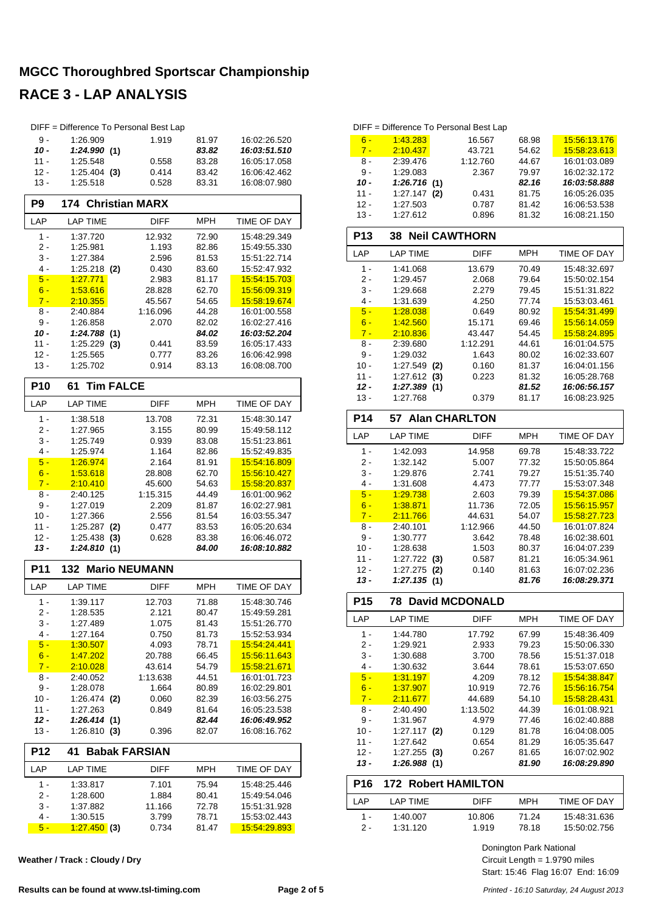# MGCC Thoroughbred Sportscar Championship

## RACE 3 - LAP ANALYSIS

DIFF = Difference To Personal Best Lap

| LAP | LAP TIME | DIFF | MPH | TIME OF DAY |
|---|---|---|---|---|
| 9 - | 1:26.909 | 1.919 | 81.97 | 16:02:26.520 |
| ***10 -*** | ***1:24.990*** **(1)** | | ***83.82*** | ***16:03:51.510*** |
| 11 - | 1:25.548 | 0.558 | 83.28 | 16:05:17.058 |
| 12 - | 1:25.404 **(3)** | 0.414 | 83.42 | 16:06:42.462 |
| 13 - | 1:25.518 | 0.528 | 83.31 | 16:08:07.980 |

### P9 174 Christian MARX

| LAP | LAP TIME | DIFF | MPH | TIME OF DAY |
|---|---|---|---|---|
| 1 - | 1:37.720 | 12.932 | 72.90 | 15:48:29.349 |
| 2 - | 1:25.981 | 1.193 | 82.86 | 15:49:55.330 |
| 3 - | 1:27.384 | 2.596 | 81.53 | 15:51:22.714 |
| 4 - | 1:25.218 **(2)** | 0.430 | 83.60 | 15:52:47.932 |
| 5 - | 1:27.771 | 2.983 | 81.17 | 15:54:15.703 |
| 6 - | 1:53.616 | 28.828 | 62.70 | 15:56:09.319 |
| 7 - | 2:10.355 | 45.567 | 54.65 | 15:58:19.674 |
| 8 - | 2:40.884 | 1:16.096 | 44.28 | 16:01:00.558 |
| 9 - | 1:26.858 | 2.070 | 82.02 | 16:02:27.416 |
| ***10 -*** | ***1:24.788*** **(1)** | | ***84.02*** | ***16:03:52.204*** |
| 11 - | 1:25.229 **(3)** | 0.441 | 83.59 | 16:05:17.433 |
| 12 - | 1:25.565 | 0.777 | 83.26 | 16:06:42.998 |
| 13 - | 1:25.702 | 0.914 | 83.13 | 16:08:08.700 |

### P10 61 Tim FALCE

| LAP | LAP TIME | DIFF | MPH | TIME OF DAY |
|---|---|---|---|---|
| 1 - | 1:38.518 | 13.708 | 72.31 | 15:48:30.147 |
| 2 - | 1:27.965 | 3.155 | 80.99 | 15:49:58.112 |
| 3 - | 1:25.749 | 0.939 | 83.08 | 15:51:23.861 |
| 4 - | 1:25.974 | 1.164 | 82.86 | 15:52:49.835 |
| 5 - | 1:26.974 | 2.164 | 81.91 | 15:54:16.809 |
| 6 - | 1:53.618 | 28.808 | 62.70 | 15:56:10.427 |
| 7 - | 2:10.410 | 45.600 | 54.63 | 15:58:20.837 |
| 8 - | 2:40.125 | 1:15.315 | 44.49 | 16:01:00.962 |
| 9 - | 1:27.019 | 2.209 | 81.87 | 16:02:27.981 |
| 10 - | 1:27.366 | 2.556 | 81.54 | 16:03:55.347 |
| 11 - | 1:25.287 **(2)** | 0.477 | 83.53 | 16:05:20.634 |
| 12 - | 1:25.438 **(3)** | 0.628 | 83.38 | 16:06:46.072 |
| ***13 -*** | ***1:24.810*** **(1)** | | ***84.00*** | ***16:08:10.882*** |

### P11 132 Mario NEUMANN

| LAP | LAP TIME | DIFF | MPH | TIME OF DAY |
|---|---|---|---|---|
| 1 - | 1:39.117 | 12.703 | 71.88 | 15:48:30.746 |
| 2 - | 1:28.535 | 2.121 | 80.47 | 15:49:59.281 |
| 3 - | 1:27.489 | 1.075 | 81.43 | 15:51:26.770 |
| 4 - | 1:27.164 | 0.750 | 81.73 | 15:52:53.934 |
| 5 - | 1:30.507 | 4.093 | 78.71 | 15:54:24.441 |
| 6 - | 1:47.202 | 20.788 | 66.45 | 15:56:11.643 |
| 7 - | 2:10.028 | 43.614 | 54.79 | 15:58:21.671 |
| 8 - | 2:40.052 | 1:13.638 | 44.51 | 16:01:01.723 |
| 9 - | 1:28.078 | 1.664 | 80.89 | 16:02:29.801 |
| 10 - | 1:26.474 **(2)** | 0.060 | 82.39 | 16:03:56.275 |
| 11 - | 1:27.263 | 0.849 | 81.64 | 16:05:23.538 |
| ***12 -*** | ***1:26.414*** **(1)** | | ***82.44*** | ***16:06:49.952*** |
| 13 - | 1:26.810 **(3)** | 0.396 | 82.07 | 16:08:16.762 |

### P12 41 Babak FARSIAN

| LAP | LAP TIME | DIFF | MPH | TIME OF DAY |
|---|---|---|---|---|
| 1 - | 1:33.817 | 7.101 | 75.94 | 15:48:25.446 |
| 2 - | 1:28.600 | 1.884 | 80.41 | 15:49:54.046 |
| 3 - | 1:37.882 | 11.166 | 72.78 | 15:51:31.928 |
| 4 - | 1:30.515 | 3.799 | 78.71 | 15:53:02.443 |
| 5 - | 1:27.450 **(3)** | 0.734 | 81.47 | 15:54:29.893 |
| 6 - | 1:43.283 | 16.567 | 68.98 | 15:56:13.176 |
| 7 - | 2:10.437 | 43.721 | 54.62 | 15:58:23.613 |
| 8 - | 2:39.476 | 1:12.760 | 44.67 | 16:01:03.089 |
| 9 - | 1:29.083 | 2.367 | 79.97 | 16:02:32.172 |
| ***10 -*** | ***1:26.716*** **(1)** | | ***82.16*** | ***16:03:58.888*** |
| 11 - | 1:27.147 **(2)** | 0.431 | 81.75 | 16:05:26.035 |
| 12 - | 1:27.503 | 0.787 | 81.42 | 16:06:53.538 |
| 13 - | 1:27.612 | 0.896 | 81.32 | 16:08:21.150 |

### P13 38 Neil CAWTHORN

| LAP | LAP TIME | DIFF | MPH | TIME OF DAY |
|---|---|---|---|---|
| 1 - | 1:41.068 | 13.679 | 70.49 | 15:48:32.697 |
| 2 - | 1:29.457 | 2.068 | 79.64 | 15:50:02.154 |
| 3 - | 1:29.668 | 2.279 | 79.45 | 15:51:31.822 |
| 4 - | 1:31.639 | 4.250 | 77.74 | 15:53:03.461 |
| 5 - | 1:28.038 | 0.649 | 80.92 | 15:54:31.499 |
| 6 - | 1:42.560 | 15.171 | 69.46 | 15:56:14.059 |
| 7 - | 2:10.836 | 43.447 | 54.45 | 15:58:24.895 |
| 8 - | 2:39.680 | 1:12.291 | 44.61 | 16:01:04.575 |
| 9 - | 1:29.032 | 1.643 | 80.02 | 16:02:33.607 |
| 10 - | 1:27.549 **(2)** | 0.160 | 81.37 | 16:04:01.156 |
| 11 - | 1:27.612 **(3)** | 0.223 | 81.32 | 16:05:28.768 |
| ***12 -*** | ***1:27.389*** **(1)** | | ***81.52*** | ***16:06:56.157*** |
| 13 - | 1:27.768 | 0.379 | 81.17 | 16:08:23.925 |

### P14 57 Alan CHARLTON

| LAP | LAP TIME | DIFF | MPH | TIME OF DAY |
|---|---|---|---|---|
| 1 - | 1:42.093 | 14.958 | 69.78 | 15:48:33.722 |
| 2 - | 1:32.142 | 5.007 | 77.32 | 15:50:05.864 |
| 3 - | 1:29.876 | 2.741 | 79.27 | 15:51:35.740 |
| 4 - | 1:31.608 | 4.473 | 77.77 | 15:53:07.348 |
| 5 - | 1:29.738 | 2.603 | 79.39 | 15:54:37.086 |
| 6 - | 1:38.871 | 11.736 | 72.05 | 15:56:15.957 |
| 7 - | 2:11.766 | 44.631 | 54.07 | 15:58:27.723 |
| 8 - | 2:40.101 | 1:12.966 | 44.50 | 16:01:07.824 |
| 9 - | 1:30.777 | 3.642 | 78.48 | 16:02:38.601 |
| 10 - | 1:28.638 | 1.503 | 80.37 | 16:04:07.239 |
| 11 - | 1:27.722 **(3)** | 0.587 | 81.21 | 16:05:34.961 |
| 12 - | 1:27.275 **(2)** | 0.140 | 81.63 | 16:07:02.236 |
| ***13 -*** | ***1:27.135*** **(1)** | | ***81.76*** | ***16:08:29.371*** |

### P15 78 David MCDONALD

| LAP | LAP TIME | DIFF | MPH | TIME OF DAY |
|---|---|---|---|---|
| 1 - | 1:44.780 | 17.792 | 67.99 | 15:48:36.409 |
| 2 - | 1:29.921 | 2.933 | 79.23 | 15:50:06.330 |
| 3 - | 1:30.688 | 3.700 | 78.56 | 15:51:37.018 |
| 4 - | 1:30.632 | 3.644 | 78.61 | 15:53:07.650 |
| 5 - | 1:31.197 | 4.209 | 78.12 | 15:54:38.847 |
| 6 - | 1:37.907 | 10.919 | 72.76 | 15:56:16.754 |
| 7 - | 2:11.677 | 44.689 | 54.10 | 15:58:28.431 |
| 8 - | 2:40.490 | 1:13.502 | 44.39 | 16:01:08.921 |
| 9 - | 1:31.967 | 4.979 | 77.46 | 16:02:40.888 |
| 10 - | 1:27.117 **(2)** | 0.129 | 81.78 | 16:04:08.005 |
| 11 - | 1:27.642 | 0.654 | 81.29 | 16:05:35.647 |
| 12 - | 1:27.255 **(3)** | 0.267 | 81.65 | 16:07:02.902 |
| ***13 -*** | ***1:26.988*** **(1)** | | ***81.90*** | ***16:08:29.890*** |

### P16 172 Robert HAMILTON

| LAP | LAP TIME | DIFF | MPH | TIME OF DAY |
|---|---|---|---|---|
| 1 - | 1:40.007 | 10.806 | 71.24 | 15:48:31.636 |
| 2 - | 1:31.120 | 1.919 | 78.18 | 15:50:02.756 |

Weather / Track : Cloudy / Dry

Donington Park National
Circuit Length = 1.9790 miles
Start: 15:46 Flag 16:07 End: 16:09

Results can be found at www.tsl-timing.com

Printed - 16:10 Saturday, 24 August 2013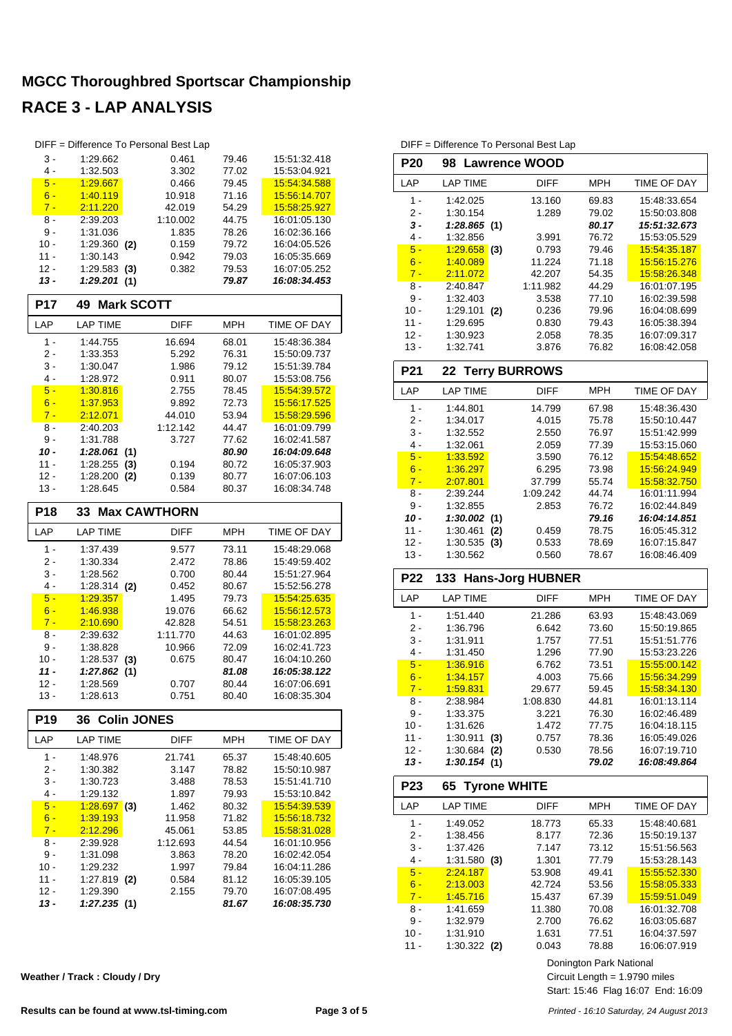# MGCC Thoroughbred Sportscar Championship

## RACE 3 - LAP ANALYSIS

DIFF = Difference To Personal Best Lap

| LAP | LAP TIME | DIFF | MPH | TIME OF DAY |
|---|---|---|---|---|
| 3 - | 1:29.662 | 0.461 | 79.46 | 15:51:32.418 |
| 4 - | 1:32.503 | 3.302 | 77.02 | 15:53:04.921 |
| 5 - | 1:29.667 | 0.466 | 79.45 | 15:54:34.588 |
| 6 - | 1:40.119 | 10.918 | 71.16 | 15:56:14.707 |
| 7 - | 2:11.220 | 42.019 | 54.29 | 15:58:25.927 |
| 8 - | 2:39.203 | 1:10.002 | 44.75 | 16:01:05.130 |
| 9 - | 1:31.036 | 1.835 | 78.26 | 16:02:36.166 |
| 10 - | 1:29.360 **(2)** | 0.159 | 79.72 | 16:04:05.526 |
| 11 - | 1:30.143 | 0.942 | 79.03 | 16:05:35.669 |
| 12 - | 1:29.583 **(3)** | 0.382 | 79.53 | 16:07:05.252 |
| ***13 -*** | ***1:29.201*** **(1)** | | ***79.87*** | ***16:08:34.453*** |

### P17 49 Mark SCOTT

| LAP | LAP TIME | DIFF | MPH | TIME OF DAY |
|---|---|---|---|---|
| 1 - | 1:44.755 | 16.694 | 68.01 | 15:48:36.384 |
| 2 - | 1:33.353 | 5.292 | 76.31 | 15:50:09.737 |
| 3 - | 1:30.047 | 1.986 | 79.12 | 15:51:39.784 |
| 4 - | 1:28.972 | 0.911 | 80.07 | 15:53:08.756 |
| 5 - | 1:30.816 | 2.755 | 78.45 | 15:54:39.572 |
| 6 - | 1:37.953 | 9.892 | 72.73 | 15:56:17.525 |
| 7 - | 2:12.071 | 44.010 | 53.94 | 15:58:29.596 |
| 8 - | 2:40.203 | 1:12.142 | 44.47 | 16:01:09.799 |
| 9 - | 1:31.788 | 3.727 | 77.62 | 16:02:41.587 |
| ***10 -*** | ***1:28.061*** **(1)** | | ***80.90*** | ***16:04:09.648*** |
| 11 - | 1:28.255 **(3)** | 0.194 | 80.72 | 16:05:37.903 |
| 12 - | 1:28.200 **(2)** | 0.139 | 80.77 | 16:07:06.103 |
| 13 - | 1:28.645 | 0.584 | 80.37 | 16:08:34.748 |

### P18 33 Max CAWTHORN

| LAP | LAP TIME | DIFF | MPH | TIME OF DAY |
|---|---|---|---|---|
| 1 - | 1:37.439 | 9.577 | 73.11 | 15:48:29.068 |
| 2 - | 1:30.334 | 2.472 | 78.86 | 15:49:59.402 |
| 3 - | 1:28.562 | 0.700 | 80.44 | 15:51:27.964 |
| 4 - | 1:28.314 **(2)** | 0.452 | 80.67 | 15:52:56.278 |
| 5 - | 1:29.357 | 1.495 | 79.73 | 15:54:25.635 |
| 6 - | 1:46.938 | 19.076 | 66.62 | 15:56:12.573 |
| 7 - | 2:10.690 | 42.828 | 54.51 | 15:58:23.263 |
| 8 - | 2:39.632 | 1:11.770 | 44.63 | 16:01:02.895 |
| 9 - | 1:38.828 | 10.966 | 72.09 | 16:02:41.723 |
| 10 - | 1:28.537 **(3)** | 0.675 | 80.47 | 16:04:10.260 |
| ***11 -*** | ***1:27.862*** **(1)** | | ***81.08*** | ***16:05:38.122*** |
| 12 - | 1:28.569 | 0.707 | 80.44 | 16:07:06.691 |
| 13 - | 1:28.613 | 0.751 | 80.40 | 16:08:35.304 |

### P19 36 Colin JONES

| LAP | LAP TIME | DIFF | MPH | TIME OF DAY |
|---|---|---|---|---|
| 1 - | 1:48.976 | 21.741 | 65.37 | 15:48:40.605 |
| 2 - | 1:30.382 | 3.147 | 78.82 | 15:50:10.987 |
| 3 - | 1:30.723 | 3.488 | 78.53 | 15:51:41.710 |
| 4 - | 1:29.132 | 1.897 | 79.93 | 15:53:10.842 |
| 5 - | 1:28.697 **(3)** | 1.462 | 80.32 | 15:54:39.539 |
| 6 - | 1:39.193 | 11.958 | 71.82 | 15:56:18.732 |
| 7 - | 2:12.296 | 45.061 | 53.85 | 15:58:31.028 |
| 8 - | 2:39.928 | 1:12.693 | 44.54 | 16:01:10.956 |
| 9 - | 1:31.098 | 3.863 | 78.20 | 16:02:42.054 |
| 10 - | 1:29.232 | 1.997 | 79.84 | 16:04:11.286 |
| 11 - | 1:27.819 **(2)** | 0.584 | 81.12 | 16:05:39.105 |
| 12 - | 1:29.390 | 2.155 | 79.70 | 16:07:08.495 |
| ***13 -*** | ***1:27.235*** **(1)** | | ***81.67*** | ***16:08:35.730*** |

DIFF = Difference To Personal Best Lap

### P20 98 Lawrence WOOD

| LAP | LAP TIME | DIFF | MPH | TIME OF DAY |
|---|---|---|---|---|
| 1 - | 1:42.025 | 13.160 | 69.83 | 15:48:33.654 |
| 2 - | 1:30.154 | 1.289 | 79.02 | 15:50:03.808 |
| ***3 -*** | ***1:28.865*** **(1)** | | ***80.17*** | ***15:51:32.673*** |
| 4 - | 1:32.856 | 3.991 | 76.72 | 15:53:05.529 |
| 5 - | 1:29.658 **(3)** | 0.793 | 79.46 | 15:54:35.187 |
| 6 - | 1:40.089 | 11.224 | 71.18 | 15:56:15.276 |
| 7 - | 2:11.072 | 42.207 | 54.35 | 15:58:26.348 |
| 8 - | 2:40.847 | 1:11.982 | 44.29 | 16:01:07.195 |
| 9 - | 1:32.403 | 3.538 | 77.10 | 16:02:39.598 |
| 10 - | 1:29.101 **(2)** | 0.236 | 79.96 | 16:04:08.699 |
| 11 - | 1:29.695 | 0.830 | 79.43 | 16:05:38.394 |
| 12 - | 1:30.923 | 2.058 | 78.35 | 16:07:09.317 |
| 13 - | 1:32.741 | 3.876 | 76.82 | 16:08:42.058 |

### P21 22 Terry BURROWS

| LAP | LAP TIME | DIFF | MPH | TIME OF DAY |
|---|---|---|---|---|
| 1 - | 1:44.801 | 14.799 | 67.98 | 15:48:36.430 |
| 2 - | 1:34.017 | 4.015 | 75.78 | 15:50:10.447 |
| 3 - | 1:32.552 | 2.550 | 76.97 | 15:51:42.999 |
| 4 - | 1:32.061 | 2.059 | 77.39 | 15:53:15.060 |
| 5 - | 1:33.592 | 3.590 | 76.12 | 15:54:48.652 |
| 6 - | 1:36.297 | 6.295 | 73.98 | 15:56:24.949 |
| 7 - | 2:07.801 | 37.799 | 55.74 | 15:58:32.750 |
| 8 - | 2:39.244 | 1:09.242 | 44.74 | 16:01:11.994 |
| 9 - | 1:32.855 | 2.853 | 76.72 | 16:02:44.849 |
| ***10 -*** | ***1:30.002*** **(1)** | | ***79.16*** | ***16:04:14.851*** |
| 11 - | 1:30.461 **(2)** | 0.459 | 78.75 | 16:05:45.312 |
| 12 - | 1:30.535 **(3)** | 0.533 | 78.69 | 16:07:15.847 |
| 13 - | 1:30.562 | 0.560 | 78.67 | 16:08:46.409 |

### P22 133 Hans-Jorg HUBNER

| LAP | LAP TIME | DIFF | MPH | TIME OF DAY |
|---|---|---|---|---|
| 1 - | 1:51.440 | 21.286 | 63.93 | 15:48:43.069 |
| 2 - | 1:36.796 | 6.642 | 73.60 | 15:50:19.865 |
| 3 - | 1:31.911 | 1.757 | 77.51 | 15:51:51.776 |
| 4 - | 1:31.450 | 1.296 | 77.90 | 15:53:23.226 |
| 5 - | 1:36.916 | 6.762 | 73.51 | 15:55:00.142 |
| 6 - | 1:34.157 | 4.003 | 75.66 | 15:56:34.299 |
| 7 - | 1:59.831 | 29.677 | 59.45 | 15:58:34.130 |
| 8 - | 2:38.984 | 1:08.830 | 44.81 | 16:01:13.114 |
| 9 - | 1:33.375 | 3.221 | 76.30 | 16:02:46.489 |
| 10 - | 1:31.626 | 1.472 | 77.75 | 16:04:18.115 |
| 11 - | 1:30.911 **(3)** | 0.757 | 78.36 | 16:05:49.026 |
| 12 - | 1:30.684 **(2)** | 0.530 | 78.56 | 16:07:19.710 |
| ***13 -*** | ***1:30.154*** **(1)** | | ***79.02*** | ***16:08:49.864*** |

### P23 65 Tyrone WHITE

| LAP | LAP TIME | DIFF | MPH | TIME OF DAY |
|---|---|---|---|---|
| 1 - | 1:49.052 | 18.773 | 65.33 | 15:48:40.681 |
| 2 - | 1:38.456 | 8.177 | 72.36 | 15:50:19.137 |
| 3 - | 1:37.426 | 7.147 | 73.12 | 15:51:56.563 |
| 4 - | 1:31.580 **(3)** | 1.301 | 77.79 | 15:53:28.143 |
| 5 - | 2:24.187 | 53.908 | 49.41 | 15:55:52.330 |
| 6 - | 2:13.003 | 42.724 | 53.56 | 15:58:05.333 |
| 7 - | 1:45.716 | 15.437 | 67.39 | 15:59:51.049 |
| 8 - | 1:41.659 | 11.380 | 70.08 | 16:01:32.708 |
| 9 - | 1:32.979 | 2.700 | 76.62 | 16:03:05.687 |
| 10 - | 1:31.910 | 1.631 | 77.51 | 16:04:37.597 |
| 11 - | 1:30.322 **(2)** | 0.043 | 78.88 | 16:06:07.919 |

Donington Park National
Circuit Length = 1.9790 miles
Start: 15:46 Flag 16:07 End: 16:09

Weather / Track : Cloudy / Dry

Results can be found at www.tsl-timing.com

*Printed - 16:10 Saturday, 24 August 2013*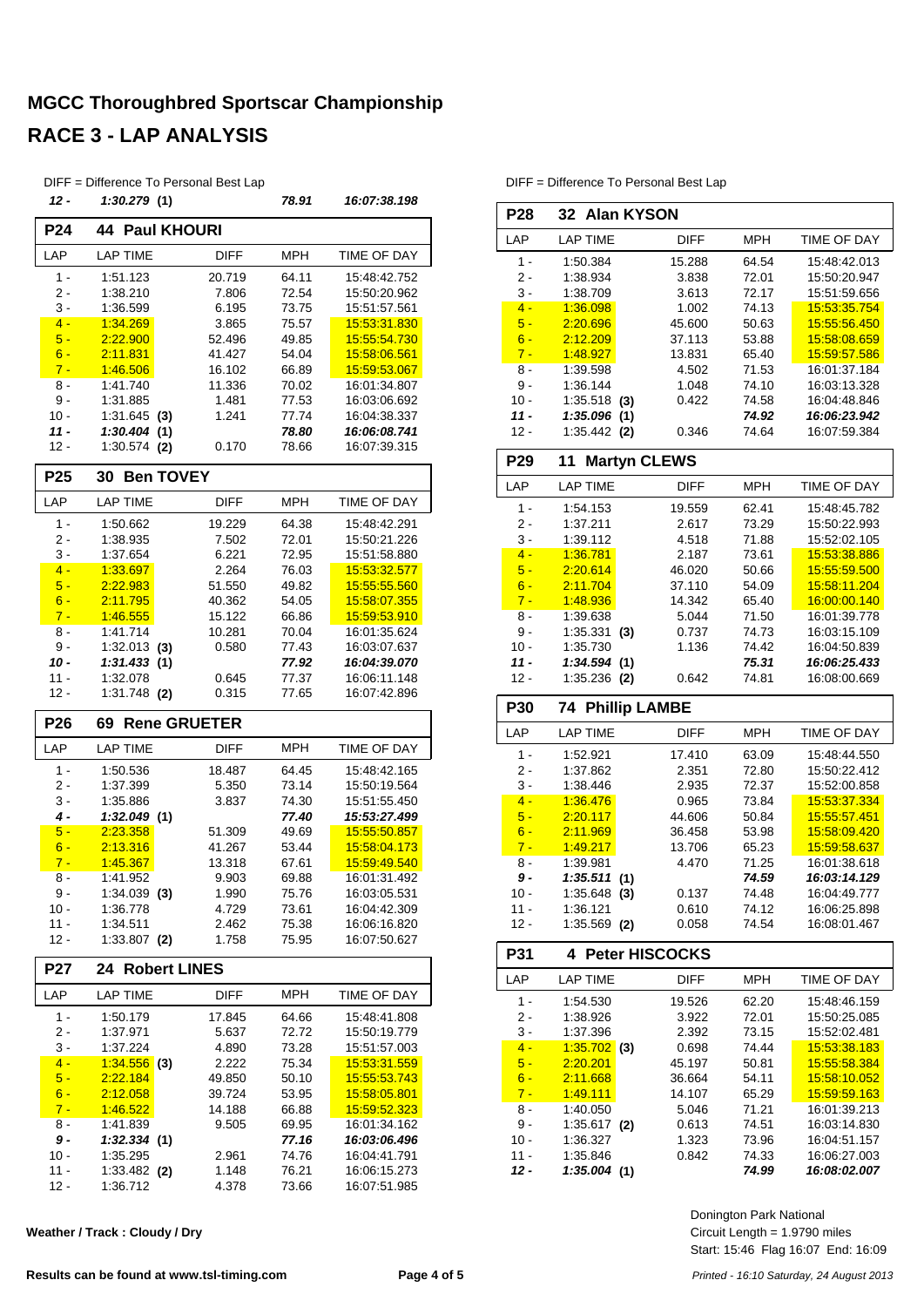## MGCC Thoroughbred Sportscar Championship

## RACE 3 - LAP ANALYSIS

DIFF = Difference To Personal Best Lap

| LAP | LAP TIME | DIFF | MPH | TIME OF DAY |
|---|---|---|---|---|
| 12 - | 1:30.279 (1) | | 78.91 | 16:07:38.198 |

### P24 44 Paul KHOURI

| LAP | LAP TIME | DIFF | MPH | TIME OF DAY |
|---|---|---|---|---|
| 1 - | 1:51.123 | 20.719 | 64.11 | 15:48:42.752 |
| 2 - | 1:38.210 | 7.806 | 72.54 | 15:50:20.962 |
| 3 - | 1:36.599 | 6.195 | 73.75 | 15:51:57.561 |
| 4 - | 1:34.269 | 3.865 | 75.57 | 15:53:31.830 |
| 5 - | 2:22.900 | 52.496 | 49.85 | 15:55:54.730 |
| 6 - | 2:11.831 | 41.427 | 54.04 | 15:58:06.561 |
| 7 - | 1:46.506 | 16.102 | 66.89 | 15:59:53.067 |
| 8 - | 1:41.740 | 11.336 | 70.02 | 16:01:34.807 |
| 9 - | 1:31.885 | 1.481 | 77.53 | 16:03:06.692 |
| 10 - | 1:31.645 (3) | 1.241 | 77.74 | 16:04:38.337 |
| 11 - | 1:30.404 (1) | | 78.80 | 16:06:08.741 |
| 12 - | 1:30.574 (2) | 0.170 | 78.66 | 16:07:39.315 |

### P25 30 Ben TOVEY

| LAP | LAP TIME | DIFF | MPH | TIME OF DAY |
|---|---|---|---|---|
| 1 - | 1:50.662 | 19.229 | 64.38 | 15:48:42.291 |
| 2 - | 1:38.935 | 7.502 | 72.01 | 15:50:21.226 |
| 3 - | 1:37.654 | 6.221 | 72.95 | 15:51:58.880 |
| 4 - | 1:33.697 | 2.264 | 76.03 | 15:53:32.577 |
| 5 - | 2:22.983 | 51.550 | 49.82 | 15:55:55.560 |
| 6 - | 2:11.795 | 40.362 | 54.05 | 15:58:07.355 |
| 7 - | 1:46.555 | 15.122 | 66.86 | 15:59:53.910 |
| 8 - | 1:41.714 | 10.281 | 70.04 | 16:01:35.624 |
| 9 - | 1:32.013 (3) | 0.580 | 77.43 | 16:03:07.637 |
| 10 - | 1:31.433 (1) | | 77.92 | 16:04:39.070 |
| 11 - | 1:32.078 | 0.645 | 77.37 | 16:06:11.148 |
| 12 - | 1:31.748 (2) | 0.315 | 77.65 | 16:07:42.896 |

### P26 69 Rene GRUETER

| LAP | LAP TIME | DIFF | MPH | TIME OF DAY |
|---|---|---|---|---|
| 1 - | 1:50.536 | 18.487 | 64.45 | 15:48:42.165 |
| 2 - | 1:37.399 | 5.350 | 73.14 | 15:50:19.564 |
| 3 - | 1:35.886 | 3.837 | 74.30 | 15:51:55.450 |
| 4 - | 1:32.049 (1) | | 77.40 | 15:53:27.499 |
| 5 - | 2:23.358 | 51.309 | 49.69 | 15:55:50.857 |
| 6 - | 2:13.316 | 41.267 | 53.44 | 15:58:04.173 |
| 7 - | 1:45.367 | 13.318 | 67.61 | 15:59:49.540 |
| 8 - | 1:41.952 | 9.903 | 69.88 | 16:01:31.492 |
| 9 - | 1:34.039 (3) | 1.990 | 75.76 | 16:03:05.531 |
| 10 - | 1:36.778 | 4.729 | 73.61 | 16:04:42.309 |
| 11 - | 1:34.511 | 2.462 | 75.38 | 16:06:16.820 |
| 12 - | 1:33.807 (2) | 1.758 | 75.95 | 16:07:50.627 |

### P27 24 Robert LINES

| LAP | LAP TIME | DIFF | MPH | TIME OF DAY |
|---|---|---|---|---|
| 1 - | 1:50.179 | 17.845 | 64.66 | 15:48:41.808 |
| 2 - | 1:37.971 | 5.637 | 72.72 | 15:50:19.779 |
| 3 - | 1:37.224 | 4.890 | 73.28 | 15:51:57.003 |
| 4 - | 1:34.556 (3) | 2.222 | 75.34 | 15:53:31.559 |
| 5 - | 2:22.184 | 49.850 | 50.10 | 15:55:53.743 |
| 6 - | 2:12.058 | 39.724 | 53.95 | 15:58:05.801 |
| 7 - | 1:46.522 | 14.188 | 66.88 | 15:59:52.323 |
| 8 - | 1:41.839 | 9.505 | 69.95 | 16:01:34.162 |
| 9 - | 1:32.334 (1) | | 77.16 | 16:03:06.496 |
| 10 - | 1:35.295 | 2.961 | 74.76 | 16:04:41.791 |
| 11 - | 1:33.482 (2) | 1.148 | 76.21 | 16:06:15.273 |
| 12 - | 1:36.712 | 4.378 | 73.66 | 16:07:51.985 |

### P28 32 Alan KYSON

| LAP | LAP TIME | DIFF | MPH | TIME OF DAY |
|---|---|---|---|---|
| 1 - | 1:50.384 | 15.288 | 64.54 | 15:48:42.013 |
| 2 - | 1:38.934 | 3.838 | 72.01 | 15:50:20.947 |
| 3 - | 1:38.709 | 3.613 | 72.17 | 15:51:59.656 |
| 4 - | 1:36.098 | 1.002 | 74.13 | 15:53:35.754 |
| 5 - | 2:20.696 | 45.600 | 50.63 | 15:55:56.450 |
| 6 - | 2:12.209 | 37.113 | 53.88 | 15:58:08.659 |
| 7 - | 1:48.927 | 13.831 | 65.40 | 15:59:57.586 |
| 8 - | 1:39.598 | 4.502 | 71.53 | 16:01:37.184 |
| 9 - | 1:36.144 | 1.048 | 74.10 | 16:03:13.328 |
| 10 - | 1:35.518 (3) | 0.422 | 74.58 | 16:04:48.846 |
| 11 - | 1:35.096 (1) | | 74.92 | 16:06:23.942 |
| 12 - | 1:35.442 (2) | 0.346 | 74.64 | 16:07:59.384 |

### P29 11 Martyn CLEWS

| LAP | LAP TIME | DIFF | MPH | TIME OF DAY |
|---|---|---|---|---|
| 1 - | 1:54.153 | 19.559 | 62.41 | 15:48:45.782 |
| 2 - | 1:37.211 | 2.617 | 73.29 | 15:50:22.993 |
| 3 - | 1:39.112 | 4.518 | 71.88 | 15:52:02.105 |
| 4 - | 1:36.781 | 2.187 | 73.61 | 15:53:38.886 |
| 5 - | 2:20.614 | 46.020 | 50.66 | 15:55:59.500 |
| 6 - | 2:11.704 | 37.110 | 54.09 | 15:58:11.204 |
| 7 - | 1:48.936 | 14.342 | 65.40 | 16:00:00.140 |
| 8 - | 1:39.638 | 5.044 | 71.50 | 16:01:39.778 |
| 9 - | 1:35.331 (3) | 0.737 | 74.73 | 16:03:15.109 |
| 10 - | 1:35.730 | 1.136 | 74.42 | 16:04:50.839 |
| 11 - | 1:34.594 (1) | | 75.31 | 16:06:25.433 |
| 12 - | 1:35.236 (2) | 0.642 | 74.81 | 16:08:00.669 |

### P30 74 Phillip LAMBE

| LAP | LAP TIME | DIFF | MPH | TIME OF DAY |
|---|---|---|---|---|
| 1 - | 1:52.921 | 17.410 | 63.09 | 15:48:44.550 |
| 2 - | 1:37.862 | 2.351 | 72.80 | 15:50:22.412 |
| 3 - | 1:38.446 | 2.935 | 72.37 | 15:52:00.858 |
| 4 - | 1:36.476 | 0.965 | 73.84 | 15:53:37.334 |
| 5 - | 2:20.117 | 44.606 | 50.84 | 15:55:57.451 |
| 6 - | 2:11.969 | 36.458 | 53.98 | 15:58:09.420 |
| 7 - | 1:49.217 | 13.706 | 65.23 | 15:59:58.637 |
| 8 - | 1:39.981 | 4.470 | 71.25 | 16:01:38.618 |
| 9 - | 1:35.511 (1) | | 74.59 | 16:03:14.129 |
| 10 - | 1:35.648 (3) | 0.137 | 74.48 | 16:04:49.777 |
| 11 - | 1:36.121 | 0.610 | 74.12 | 16:06:25.898 |
| 12 - | 1:35.569 (2) | 0.058 | 74.54 | 16:08:01.467 |

### P31 4 Peter HISCOCKS

| LAP | LAP TIME | DIFF | MPH | TIME OF DAY |
|---|---|---|---|---|
| 1 - | 1:54.530 | 19.526 | 62.20 | 15:48:46.159 |
| 2 - | 1:38.926 | 3.922 | 72.01 | 15:50:25.085 |
| 3 - | 1:37.396 | 2.392 | 73.15 | 15:52:02.481 |
| 4 - | 1:35.702 (3) | 0.698 | 74.44 | 15:53:38.183 |
| 5 - | 2:20.201 | 45.197 | 50.81 | 15:55:58.384 |
| 6 - | 2:11.668 | 36.664 | 54.11 | 15:58:10.052 |
| 7 - | 1:49.111 | 14.107 | 65.29 | 15:59:59.163 |
| 8 - | 1:40.050 | 5.046 | 71.21 | 16:01:39.213 |
| 9 - | 1:35.617 (2) | 0.613 | 74.51 | 16:03:14.830 |
| 10 - | 1:36.327 | 1.323 | 73.96 | 16:04:51.157 |
| 11 - | 1:35.846 | 0.842 | 74.33 | 16:06:27.003 |
| 12 - | 1:35.004 (1) | | 74.99 | 16:08:02.007 |

Weather / Track : Cloudy / Dry

Donington Park National
Circuit Length = 1.9790 miles
Start: 15:46 Flag 16:07 End: 16:09

Results can be found at www.tsl-timing.com

Printed - 16:10 Saturday, 24 August 2013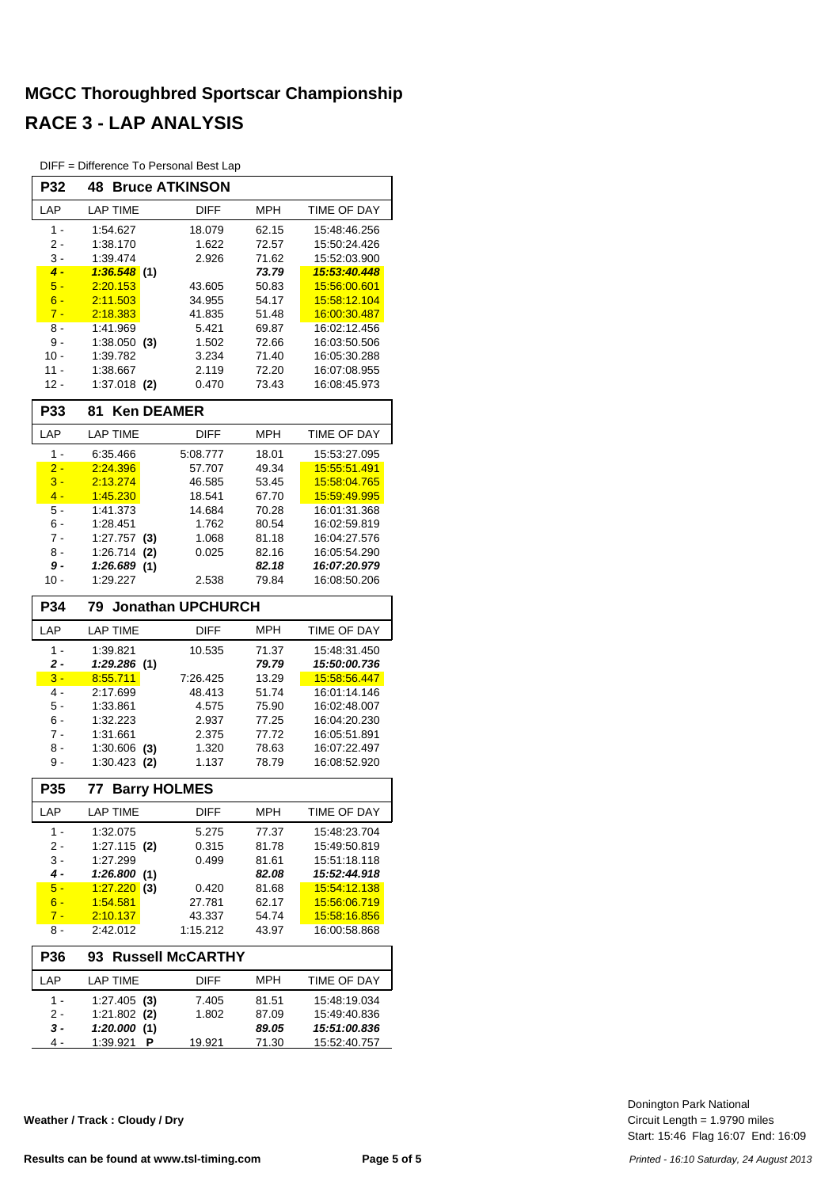# MGCC Thoroughbred Sportscar Championship

# RACE 3 - LAP ANALYSIS

DIFF = Difference To Personal Best Lap

### P32 48 Bruce ATKINSON

| LAP | LAP TIME | DIFF | MPH | TIME OF DAY |
|---|---|---|---|---|
| 1 - | 1:54.627 | 18.079 | 62.15 | 15:48:46.256 |
| 2 - | 1:38.170 | 1.622 | 72.57 | 15:50:24.426 |
| 3 - | 1:39.474 | 2.926 | 71.62 | 15:52:03.900 |
| ***4 -*** | ***1:36.548*** **(1)** | | ***73.79*** | ***15:53:40.448*** |
| 5 - | 2:20.153 | 43.605 | 50.83 | 15:56:00.601 |
| 6 - | 2:11.503 | 34.955 | 54.17 | 15:58:12.104 |
| 7 - | 2:18.383 | 41.835 | 51.48 | 16:00:30.487 |
| 8 - | 1:41.969 | 5.421 | 69.87 | 16:02:12.456 |
| 9 - | 1:38.050 **(3)** | 1.502 | 72.66 | 16:03:50.506 |
| 10 - | 1:39.782 | 3.234 | 71.40 | 16:05:30.288 |
| 11 - | 1:38.667 | 2.119 | 72.20 | 16:07:08.955 |
| 12 - | 1:37.018 **(2)** | 0.470 | 73.43 | 16:08:45.973 |

### P33 81 Ken DEAMER

| LAP | LAP TIME | DIFF | MPH | TIME OF DAY |
|---|---|---|---|---|
| 1 - | 6:35.466 | 5:08.777 | 18.01 | 15:53:27.095 |
| 2 - | 2:24.396 | 57.707 | 49.34 | 15:55:51.491 |
| 3 - | 2:13.274 | 46.585 | 53.45 | 15:58:04.765 |
| 4 - | 1:45.230 | 18.541 | 67.70 | 15:59:49.995 |
| 5 - | 1:41.373 | 14.684 | 70.28 | 16:01:31.368 |
| 6 - | 1:28.451 | 1.762 | 80.54 | 16:02:59.819 |
| 7 - | 1:27.757 **(3)** | 1.068 | 81.18 | 16:04:27.576 |
| 8 - | 1:26.714 **(2)** | 0.025 | 82.16 | 16:05:54.290 |
| ***9 -*** | ***1:26.689*** **(1)** | | ***82.18*** | ***16:07:20.979*** |
| 10 - | 1:29.227 | 2.538 | 79.84 | 16:08:50.206 |

### P34 79 Jonathan UPCHURCH

| LAP | LAP TIME | DIFF | MPH | TIME OF DAY |
|---|---|---|---|---|
| 1 - | 1:39.821 | 10.535 | 71.37 | 15:48:31.450 |
| ***2 -*** | ***1:29.286*** **(1)** | | ***79.79*** | ***15:50:00.736*** |
| 3 - | 8:55.711 | 7:26.425 | 13.29 | 15:58:56.447 |
| 4 - | 2:17.699 | 48.413 | 51.74 | 16:01:14.146 |
| 5 - | 1:33.861 | 4.575 | 75.90 | 16:02:48.007 |
| 6 - | 1:32.223 | 2.937 | 77.25 | 16:04:20.230 |
| 7 - | 1:31.661 | 2.375 | 77.72 | 16:05:51.891 |
| 8 - | 1:30.606 **(3)** | 1.320 | 78.63 | 16:07:22.497 |
| 9 - | 1:30.423 **(2)** | 1.137 | 78.79 | 16:08:52.920 |

### P35 77 Barry HOLMES

| LAP | LAP TIME | DIFF | MPH | TIME OF DAY |
|---|---|---|---|---|
| 1 - | 1:32.075 | 5.275 | 77.37 | 15:48:23.704 |
| 2 - | 1:27.115 **(2)** | 0.315 | 81.78 | 15:49:50.819 |
| 3 - | 1:27.299 | 0.499 | 81.61 | 15:51:18.118 |
| ***4 -*** | ***1:26.800*** **(1)** | | ***82.08*** | ***15:52:44.918*** |
| 5 - | 1:27.220 **(3)** | 0.420 | 81.68 | 15:54:12.138 |
| 6 - | 1:54.581 | 27.781 | 62.17 | 15:56:06.719 |
| 7 - | 2:10.137 | 43.337 | 54.74 | 15:58:16.856 |
| 8 - | 2:42.012 | 1:15.212 | 43.97 | 16:00:58.868 |

### P36 93 Russell McCARTHY

| LAP | LAP TIME | DIFF | MPH | TIME OF DAY |
|---|---|---|---|---|
| 1 - | 1:27.405 **(3)** | 7.405 | 81.51 | 15:48:19.034 |
| 2 - | 1:21.802 **(2)** | 1.802 | 87.09 | 15:49:40.836 |
| ***3 -*** | ***1:20.000*** **(1)** | | ***89.05*** | ***15:51:00.836*** |
| 4 - | 1:39.921 **P** | 19.921 | 71.30 | 15:52:40.757 |

**Weather / Track : Cloudy / Dry**

Donington Park National
Circuit Length = 1.9790 miles
Start: 15:46 Flag 16:07 End: 16:09

**Results can be found at www.tsl-timing.com**

*Printed - 16:10 Saturday, 24 August 2013*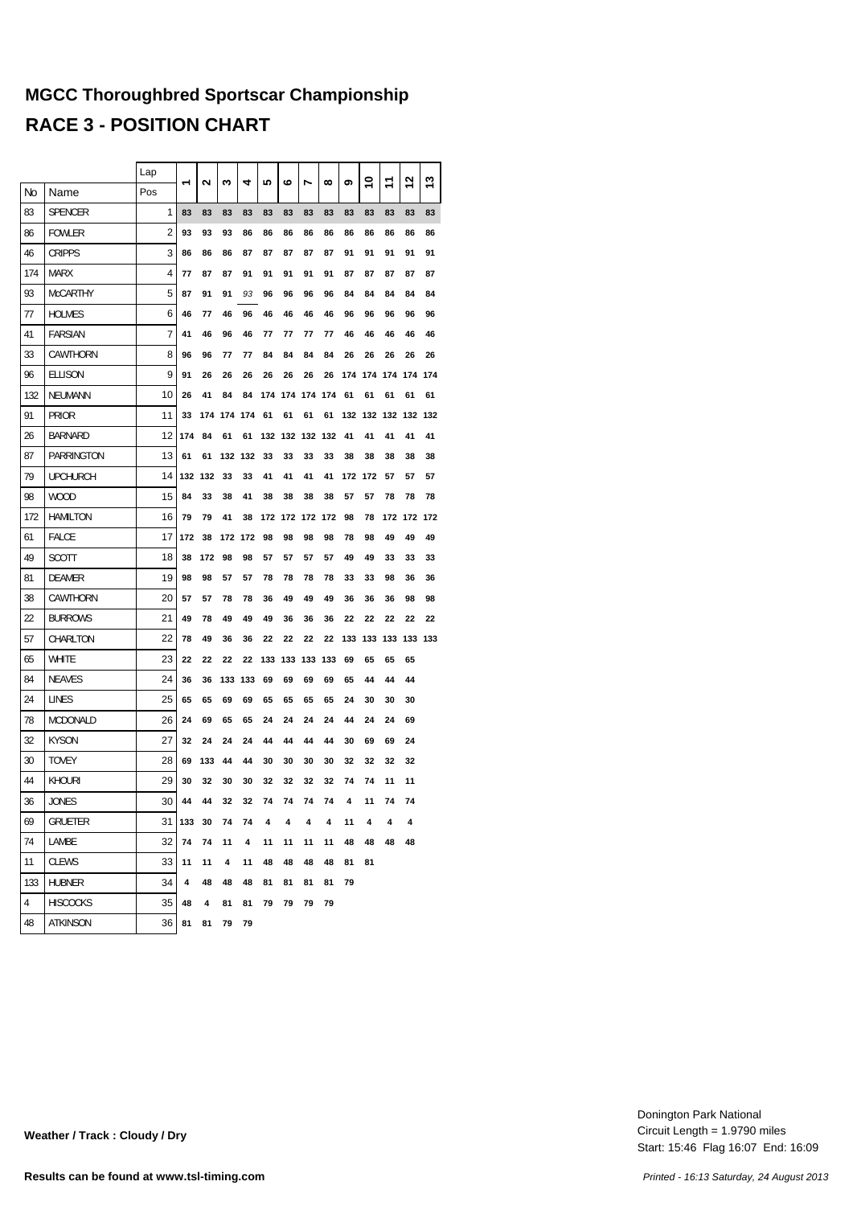# MGCC Thoroughbred Sportscar Championship

# RACE 3 - POSITION CHART

| No | Name | Lap Pos | 1 | 2 | 3 | 4 | 5 | 6 | 7 | 8 | 9 | 10 | 11 | 12 | 13 |
|---|---|---|---|---|---|---|---|---|---|---|---|---|---|---|---|
| 83 | SPENCER | 1 | 83 | 83 | 83 | 83 | 83 | 83 | 83 | 83 | 83 | 83 | 83 | 83 | 83 |
| 86 | FOWLER | 2 | 93 | 93 | 93 | 86 | 86 | 86 | 86 | 86 | 86 | 86 | 86 | 86 | 86 |
| 46 | CRIPPS | 3 | 86 | 86 | 86 | 87 | 87 | 87 | 87 | 87 | 91 | 91 | 91 | 91 | 91 |
| 174 | MARX | 4 | 77 | 87 | 87 | 91 | 91 | 91 | 91 | 91 | 87 | 87 | 87 | 87 | 87 |
| 93 | McCARTHY | 5 | 87 | 91 | 91 | 93 | 96 | 96 | 96 | 96 | 84 | 84 | 84 | 84 | 84 |
| 77 | HOLMES | 6 | 46 | 77 | 46 | 96 | 46 | 46 | 46 | 46 | 96 | 96 | 96 | 96 | 96 |
| 41 | FARSIAN | 7 | 41 | 46 | 96 | 46 | 77 | 77 | 77 | 77 | 46 | 46 | 46 | 46 | 46 |
| 33 | CAWTHORN | 8 | 96 | 96 | 77 | 77 | 84 | 84 | 84 | 84 | 26 | 26 | 26 | 26 | 26 |
| 96 | ELLISON | 9 | 91 | 26 | 26 | 26 | 26 | 26 | 26 | 26 | 174 | 174 | 174 | 174 | 174 |
| 132 | NEUMANN | 10 | 26 | 41 | 84 | 84 | 174 | 174 | 174 | 174 | 61 | 61 | 61 | 61 | 61 |
| 91 | PRIOR | 11 | 33 | 174 | 174 | 174 | 61 | 61 | 61 | 61 | 132 | 132 | 132 | 132 | 132 |
| 26 | BARNARD | 12 | 174 | 84 | 61 | 61 | 132 | 132 | 132 | 132 | 41 | 41 | 41 | 41 | 41 |
| 87 | PARRINGTON | 13 | 61 | 61 | 132 | 132 | 33 | 33 | 33 | 33 | 38 | 38 | 38 | 38 | 38 |
| 79 | UPCHURCH | 14 | 132 | 132 | 33 | 33 | 41 | 41 | 41 | 41 | 172 | 172 | 57 | 57 | 57 |
| 98 | WOOD | 15 | 84 | 33 | 38 | 41 | 38 | 38 | 38 | 38 | 57 | 57 | 78 | 78 | 78 |
| 172 | HAMILTON | 16 | 79 | 79 | 41 | 38 | 172 | 172 | 172 | 172 | 98 | 78 | 172 | 172 | 172 |
| 61 | FALCE | 17 | 172 | 38 | 172 | 172 | 98 | 98 | 98 | 98 | 78 | 98 | 49 | 49 | 49 |
| 49 | SCOTT | 18 | 38 | 172 | 98 | 98 | 57 | 57 | 57 | 57 | 49 | 49 | 33 | 33 | 33 |
| 81 | DEAMER | 19 | 98 | 98 | 57 | 57 | 78 | 78 | 78 | 78 | 33 | 33 | 98 | 36 | 36 |
| 38 | CAWTHORN | 20 | 57 | 57 | 78 | 78 | 36 | 49 | 49 | 49 | 36 | 36 | 36 | 98 | 98 |
| 22 | BURROWS | 21 | 49 | 78 | 49 | 49 | 49 | 36 | 36 | 36 | 22 | 22 | 22 | 22 | 22 |
| 57 | CHARLTON | 22 | 78 | 49 | 36 | 36 | 22 | 22 | 22 | 22 | 133 | 133 | 133 | 133 | 133 |
| 65 | WHITE | 23 | 22 | 22 | 22 | 22 | 133 | 133 | 133 | 133 | 69 | 65 | 65 | 65 | |
| 84 | NEAVES | 24 | 36 | 36 | 133 | 133 | 69 | 69 | 69 | 69 | 65 | 44 | 44 | 44 | |
| 24 | LINES | 25 | 65 | 65 | 69 | 69 | 65 | 65 | 65 | 65 | 24 | 30 | 30 | 30 | |
| 78 | MCDONALD | 26 | 24 | 69 | 65 | 65 | 24 | 24 | 24 | 24 | 44 | 24 | 24 | 69 | |
| 32 | KYSON | 27 | 32 | 24 | 24 | 24 | 44 | 44 | 44 | 44 | 30 | 69 | 69 | 24 | |
| 30 | TOVEY | 28 | 69 | 133 | 44 | 44 | 30 | 30 | 30 | 30 | 32 | 32 | 32 | 32 | |
| 44 | KHOURI | 29 | 30 | 32 | 30 | 30 | 32 | 32 | 32 | 32 | 74 | 74 | 11 | 11 | |
| 36 | JONES | 30 | 44 | 44 | 32 | 32 | 74 | 74 | 74 | 74 | 4 | 11 | 74 | 74 | |
| 69 | GRUETER | 31 | 133 | 30 | 74 | 74 | 4 | 4 | 4 | 4 | 11 | 4 | 4 | 4 | |
| 74 | LAMBE | 32 | 74 | 74 | 11 | 4 | 11 | 11 | 11 | 11 | 48 | 48 | 48 | 48 | |
| 11 | CLEWS | 33 | 11 | 11 | 4 | 11 | 48 | 48 | 48 | 48 | 81 | 81 | | | |
| 133 | HUBNER | 34 | 4 | 48 | 48 | 48 | 81 | 81 | 81 | 81 | 79 | | | | |
| 4 | HISCOCKS | 35 | 48 | 4 | 81 | 81 | 79 | 79 | 79 | 79 | | | | | |
| 48 | ATKINSON | 36 | 81 | 81 | 79 | 79 | | | | | | | | | |

**Weather / Track : Cloudy / Dry**

Donington Park National
Circuit Length = 1.9790 miles
Start: 15:46 Flag 16:07 End: 16:09

**Results can be found at www.tsl-timing.com**

*Printed - 16:13 Saturday, 24 August 2013*